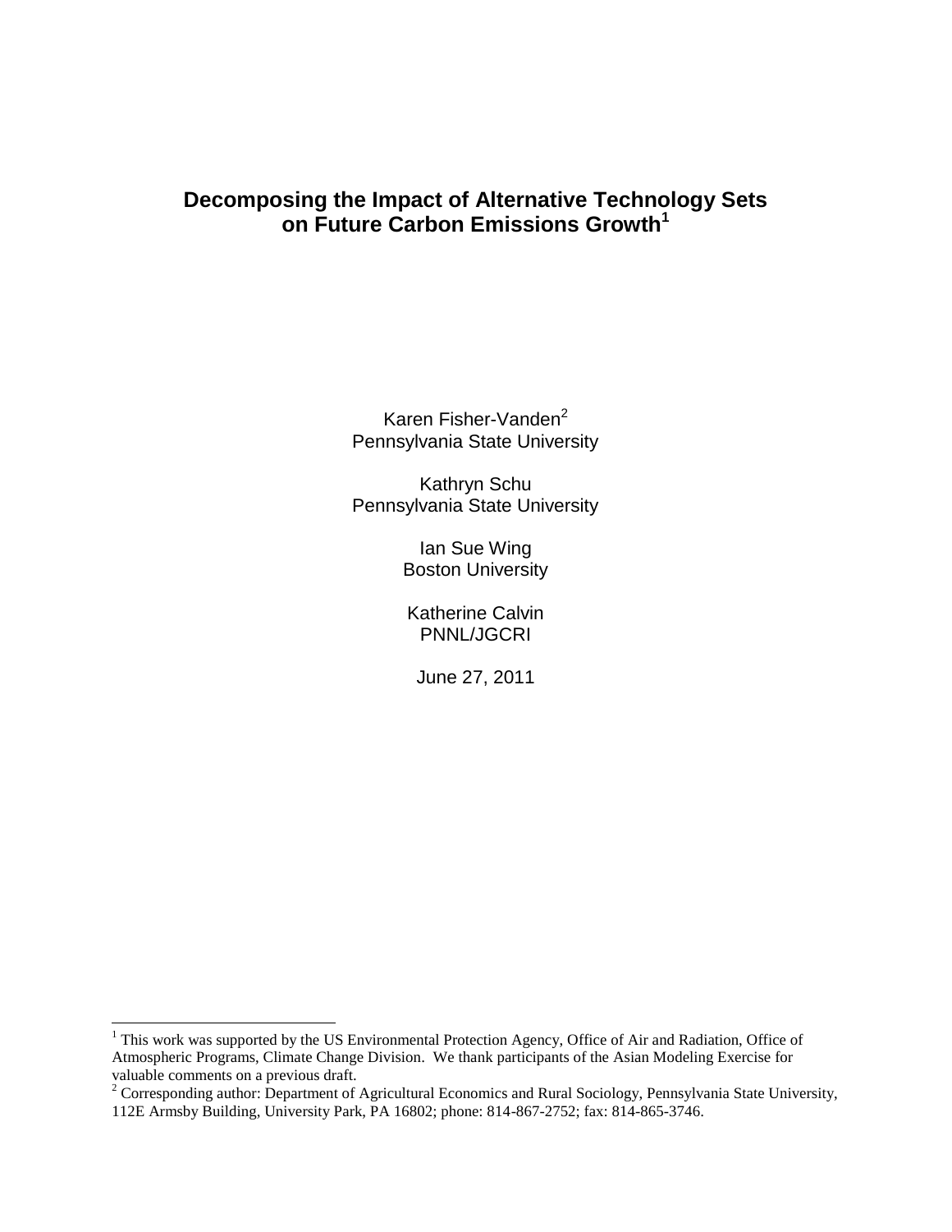# Decomposing the Impact of Alternative Technology Sets on Future Carbon Emissions Growth[1]

Karen Fisher-Vanden[2]
Pennsylvania State University

Kathryn Schu
Pennsylvania State University

Ian Sue Wing
Boston University

Katherine Calvin
PNNL/JGCRI

June 27, 2011

---

[1] This work was supported by the US Environmental Protection Agency, Office of Air and Radiation, Office of Atmospheric Programs, Climate Change Division. We thank participants of the Asian Modeling Exercise for valuable comments on a previous draft.

[2] Corresponding author: Department of Agricultural Economics and Rural Sociology, Pennsylvania State University, 112E Armsby Building, University Park, PA 16802; phone: 814-867-2752; fax: 814-865-3746.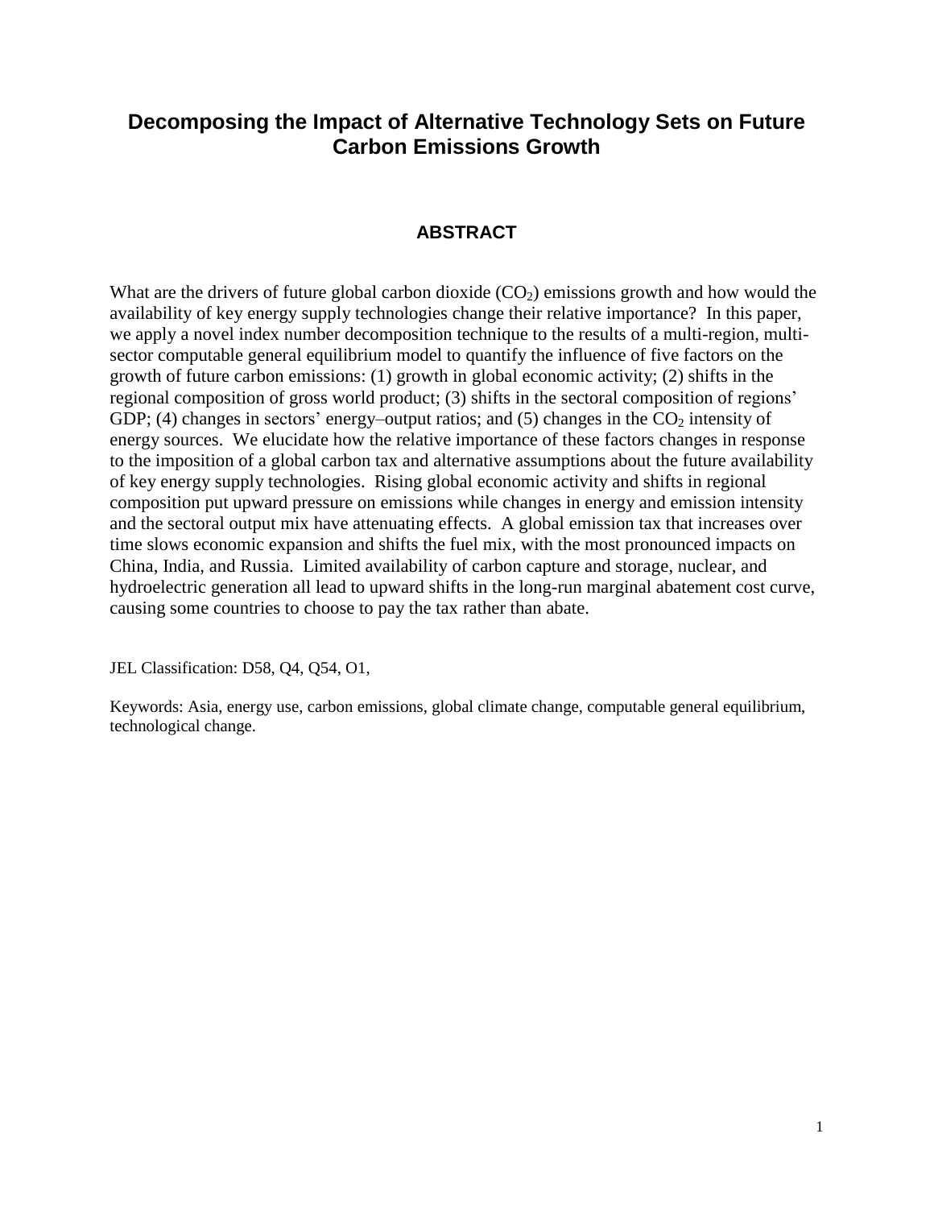# Decomposing the Impact of Alternative Technology Sets on Future Carbon Emissions Growth

## ABSTRACT

What are the drivers of future global carbon dioxide ($CO_2$) emissions growth and how would the availability of key energy supply technologies change their relative importance? In this paper, we apply a novel index number decomposition technique to the results of a multi-region, multi-sector computable general equilibrium model to quantify the influence of five factors on the growth of future carbon emissions: (1) growth in global economic activity; (2) shifts in the regional composition of gross world product; (3) shifts in the sectoral composition of regions' GDP; (4) changes in sectors' energy–output ratios; and (5) changes in the $CO_2$ intensity of energy sources. We elucidate how the relative importance of these factors changes in response to the imposition of a global carbon tax and alternative assumptions about the future availability of key energy supply technologies. Rising global economic activity and shifts in regional composition put upward pressure on emissions while changes in energy and emission intensity and the sectoral output mix have attenuating effects. A global emission tax that increases over time slows economic expansion and shifts the fuel mix, with the most pronounced impacts on China, India, and Russia. Limited availability of carbon capture and storage, nuclear, and hydroelectric generation all lead to upward shifts in the long-run marginal abatement cost curve, causing some countries to choose to pay the tax rather than abate.

JEL Classification: D58, Q4, Q54, O1,

Keywords: Asia, energy use, carbon emissions, global climate change, computable general equilibrium, technological change.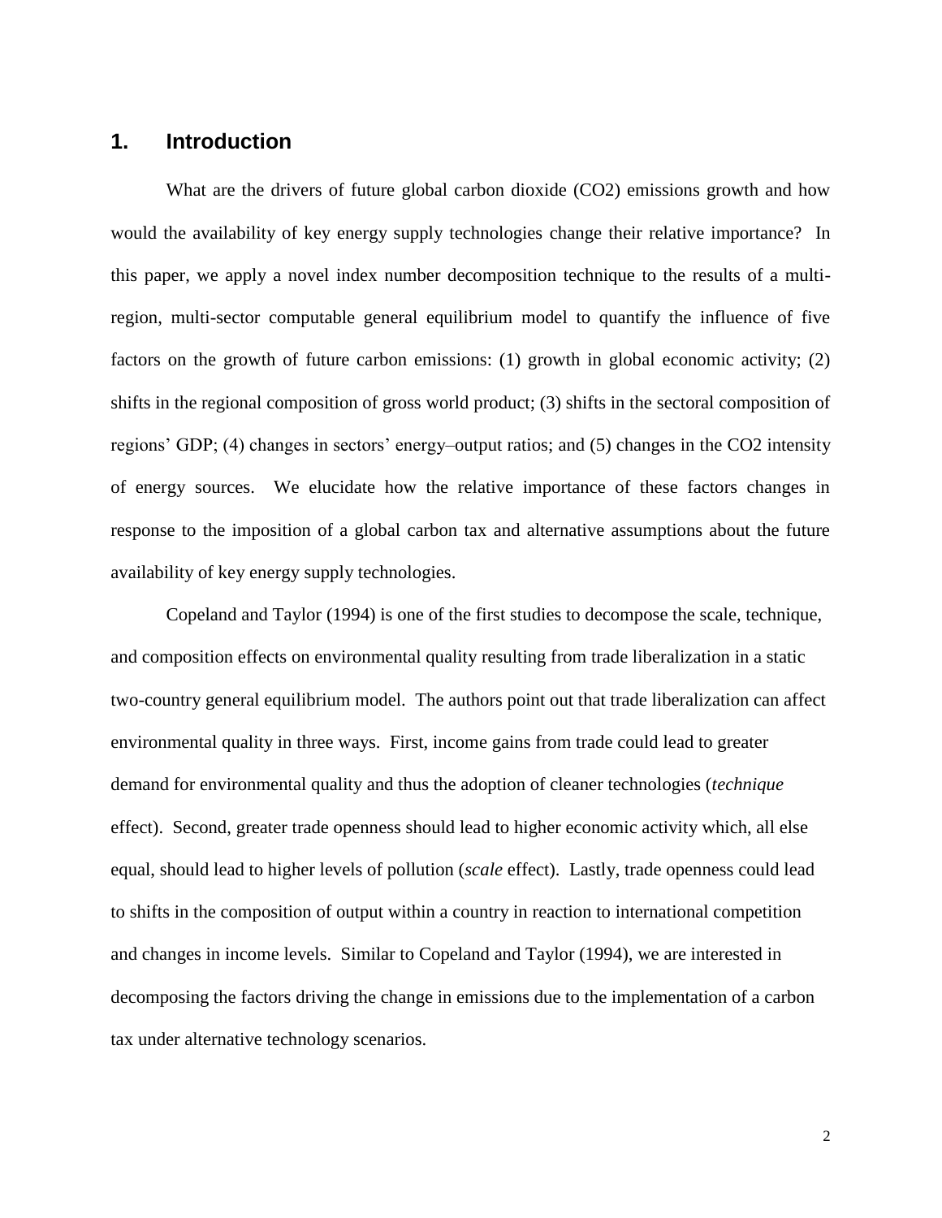## 1. Introduction

What are the drivers of future global carbon dioxide ($CO_2$) emissions growth and how would the availability of key energy supply technologies change their relative importance? In this paper, we apply a novel index number decomposition technique to the results of a multi-region, multi-sector computable general equilibrium model to quantify the influence of five factors on the growth of future carbon emissions: (1) growth in global economic activity; (2) shifts in the regional composition of gross world product; (3) shifts in the sectoral composition of regions' GDP; (4) changes in sectors' energy–output ratios; and (5) changes in the $CO_2$ intensity of energy sources. We elucidate how the relative importance of these factors changes in response to the imposition of a global carbon tax and alternative assumptions about the future availability of key energy supply technologies.

Copeland and Taylor (1994) is one of the first studies to decompose the scale, technique, and composition effects on environmental quality resulting from trade liberalization in a static two-country general equilibrium model. The authors point out that trade liberalization can affect environmental quality in three ways. First, income gains from trade could lead to greater demand for environmental quality and thus the adoption of cleaner technologies (*technique* effect). Second, greater trade openness should lead to higher economic activity which, all else equal, should lead to higher levels of pollution (*scale* effect). Lastly, trade openness could lead to shifts in the composition of output within a country in reaction to international competition and changes in income levels. Similar to Copeland and Taylor (1994), we are interested in decomposing the factors driving the change in emissions due to the implementation of a carbon tax under alternative technology scenarios.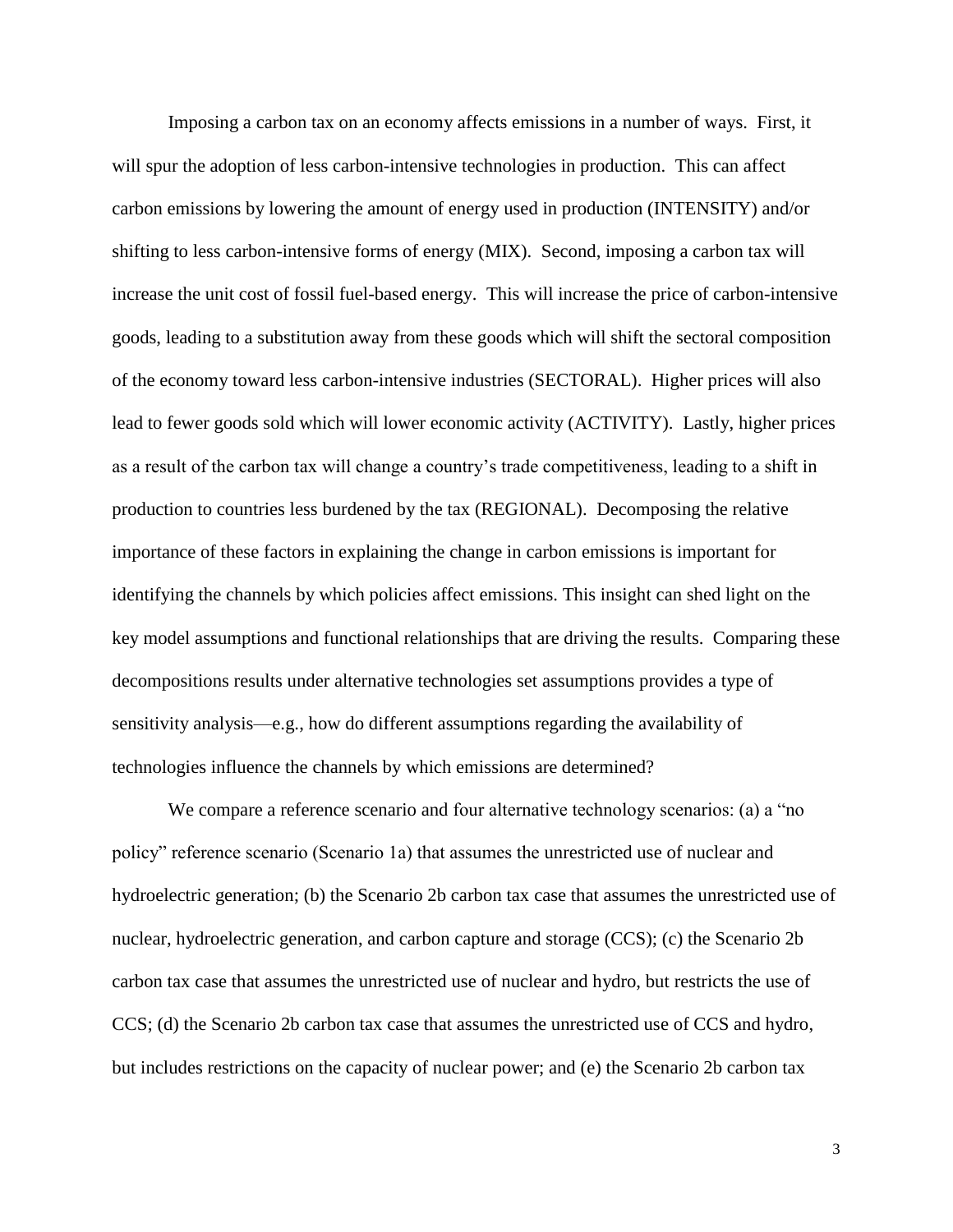Imposing a carbon tax on an economy affects emissions in a number of ways. First, it will spur the adoption of less carbon-intensive technologies in production. This can affect carbon emissions by lowering the amount of energy used in production (INTENSITY) and/or shifting to less carbon-intensive forms of energy (MIX). Second, imposing a carbon tax will increase the unit cost of fossil fuel-based energy. This will increase the price of carbon-intensive goods, leading to a substitution away from these goods which will shift the sectoral composition of the economy toward less carbon-intensive industries (SECTORAL). Higher prices will also lead to fewer goods sold which will lower economic activity (ACTIVITY). Lastly, higher prices as a result of the carbon tax will change a country's trade competitiveness, leading to a shift in production to countries less burdened by the tax (REGIONAL). Decomposing the relative importance of these factors in explaining the change in carbon emissions is important for identifying the channels by which policies affect emissions. This insight can shed light on the key model assumptions and functional relationships that are driving the results. Comparing these decompositions results under alternative technologies set assumptions provides a type of sensitivity analysis—e.g., how do different assumptions regarding the availability of technologies influence the channels by which emissions are determined?

We compare a reference scenario and four alternative technology scenarios: (a) a "no policy" reference scenario (Scenario 1a) that assumes the unrestricted use of nuclear and hydroelectric generation; (b) the Scenario 2b carbon tax case that assumes the unrestricted use of nuclear, hydroelectric generation, and carbon capture and storage (CCS); (c) the Scenario 2b carbon tax case that assumes the unrestricted use of nuclear and hydro, but restricts the use of CCS; (d) the Scenario 2b carbon tax case that assumes the unrestricted use of CCS and hydro, but includes restrictions on the capacity of nuclear power; and (e) the Scenario 2b carbon tax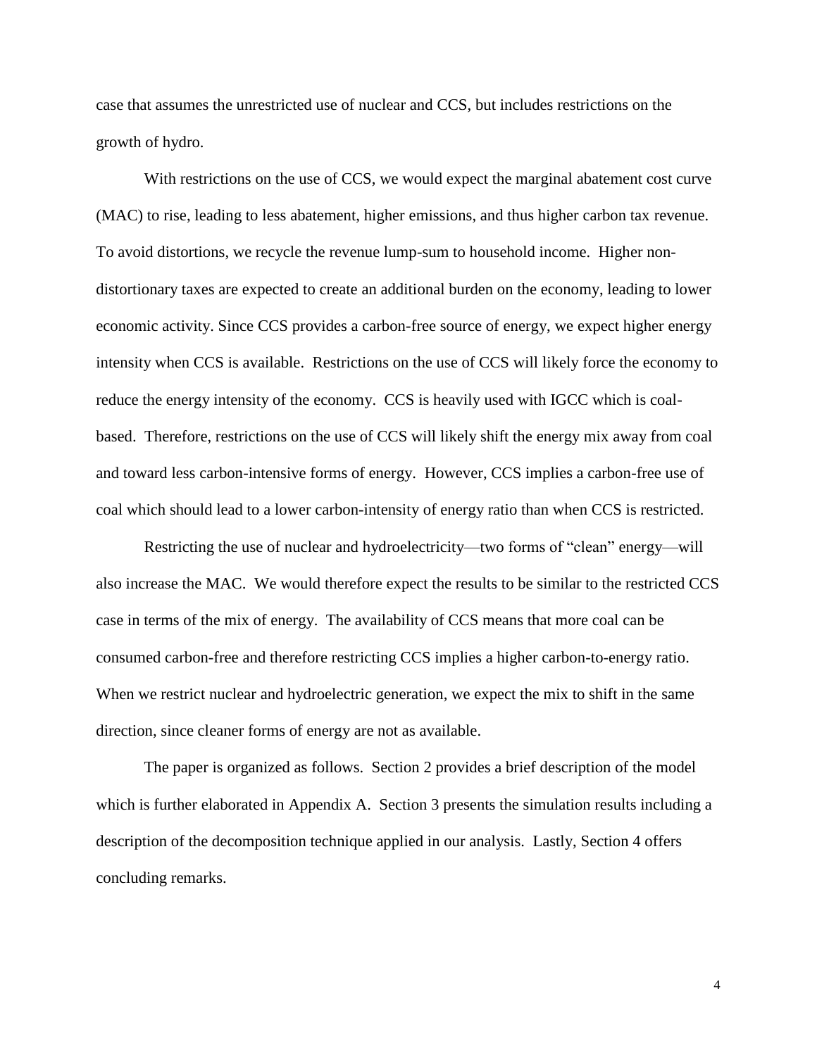case that assumes the unrestricted use of nuclear and CCS, but includes restrictions on the growth of hydro.

With restrictions on the use of CCS, we would expect the marginal abatement cost curve (MAC) to rise, leading to less abatement, higher emissions, and thus higher carbon tax revenue. To avoid distortions, we recycle the revenue lump-sum to household income. Higher non-distortionary taxes are expected to create an additional burden on the economy, leading to lower economic activity. Since CCS provides a carbon-free source of energy, we expect higher energy intensity when CCS is available. Restrictions on the use of CCS will likely force the economy to reduce the energy intensity of the economy. CCS is heavily used with IGCC which is coal-based. Therefore, restrictions on the use of CCS will likely shift the energy mix away from coal and toward less carbon-intensive forms of energy. However, CCS implies a carbon-free use of coal which should lead to a lower carbon-intensity of energy ratio than when CCS is restricted.

Restricting the use of nuclear and hydroelectricity—two forms of "clean" energy—will also increase the MAC. We would therefore expect the results to be similar to the restricted CCS case in terms of the mix of energy. The availability of CCS means that more coal can be consumed carbon-free and therefore restricting CCS implies a higher carbon-to-energy ratio. When we restrict nuclear and hydroelectric generation, we expect the mix to shift in the same direction, since cleaner forms of energy are not as available.

The paper is organized as follows. Section 2 provides a brief description of the model which is further elaborated in Appendix A. Section 3 presents the simulation results including a description of the decomposition technique applied in our analysis. Lastly, Section 4 offers concluding remarks.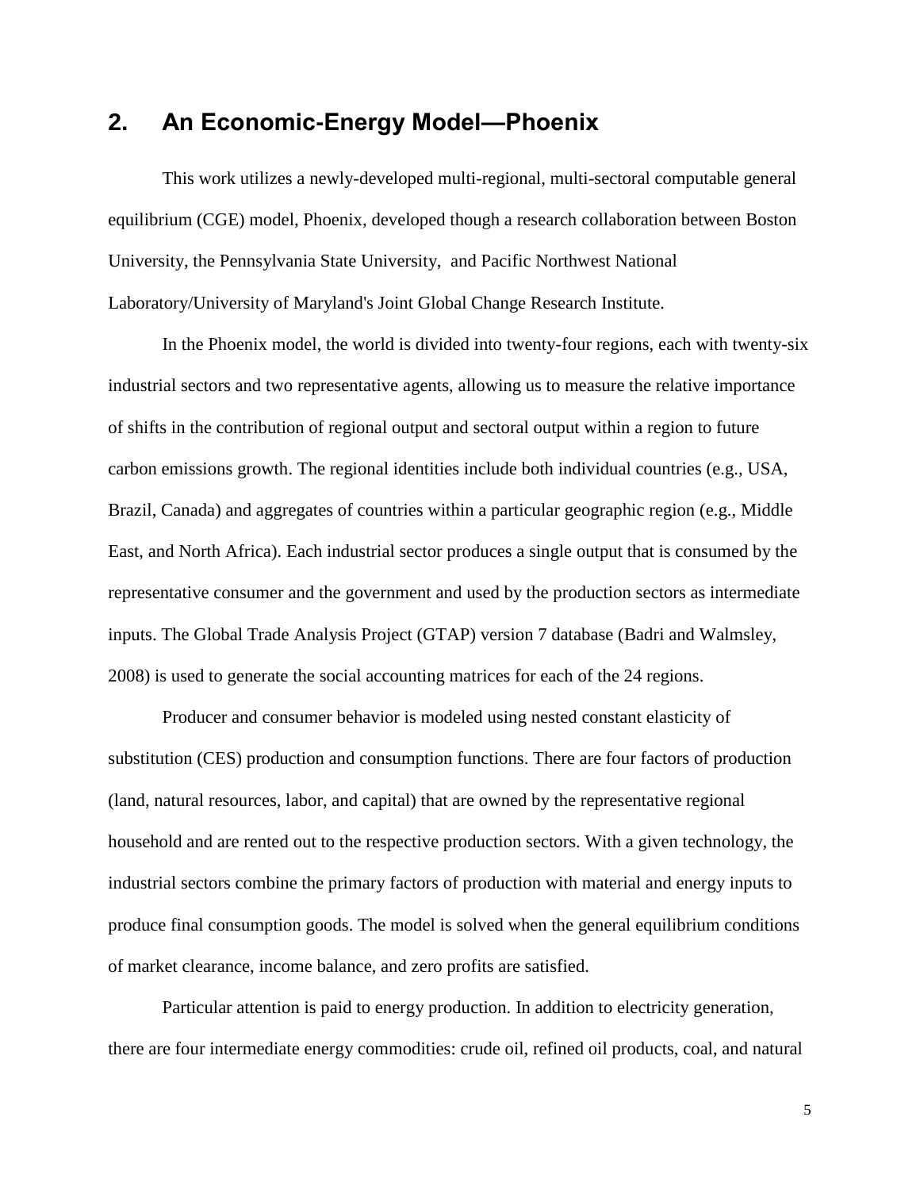## 2. An Economic-Energy Model—Phoenix

This work utilizes a newly-developed multi-regional, multi-sectoral computable general equilibrium (CGE) model, Phoenix, developed though a research collaboration between Boston University, the Pennsylvania State University, and Pacific Northwest National Laboratory/University of Maryland's Joint Global Change Research Institute.

In the Phoenix model, the world is divided into twenty-four regions, each with twenty-six industrial sectors and two representative agents, allowing us to measure the relative importance of shifts in the contribution of regional output and sectoral output within a region to future carbon emissions growth. The regional identities include both individual countries (e.g., USA, Brazil, Canada) and aggregates of countries within a particular geographic region (e.g., Middle East, and North Africa). Each industrial sector produces a single output that is consumed by the representative consumer and the government and used by the production sectors as intermediate inputs. The Global Trade Analysis Project (GTAP) version 7 database (Badri and Walmsley, 2008) is used to generate the social accounting matrices for each of the 24 regions.

Producer and consumer behavior is modeled using nested constant elasticity of substitution (CES) production and consumption functions. There are four factors of production (land, natural resources, labor, and capital) that are owned by the representative regional household and are rented out to the respective production sectors. With a given technology, the industrial sectors combine the primary factors of production with material and energy inputs to produce final consumption goods. The model is solved when the general equilibrium conditions of market clearance, income balance, and zero profits are satisfied.

Particular attention is paid to energy production. In addition to electricity generation, there are four intermediate energy commodities: crude oil, refined oil products, coal, and natural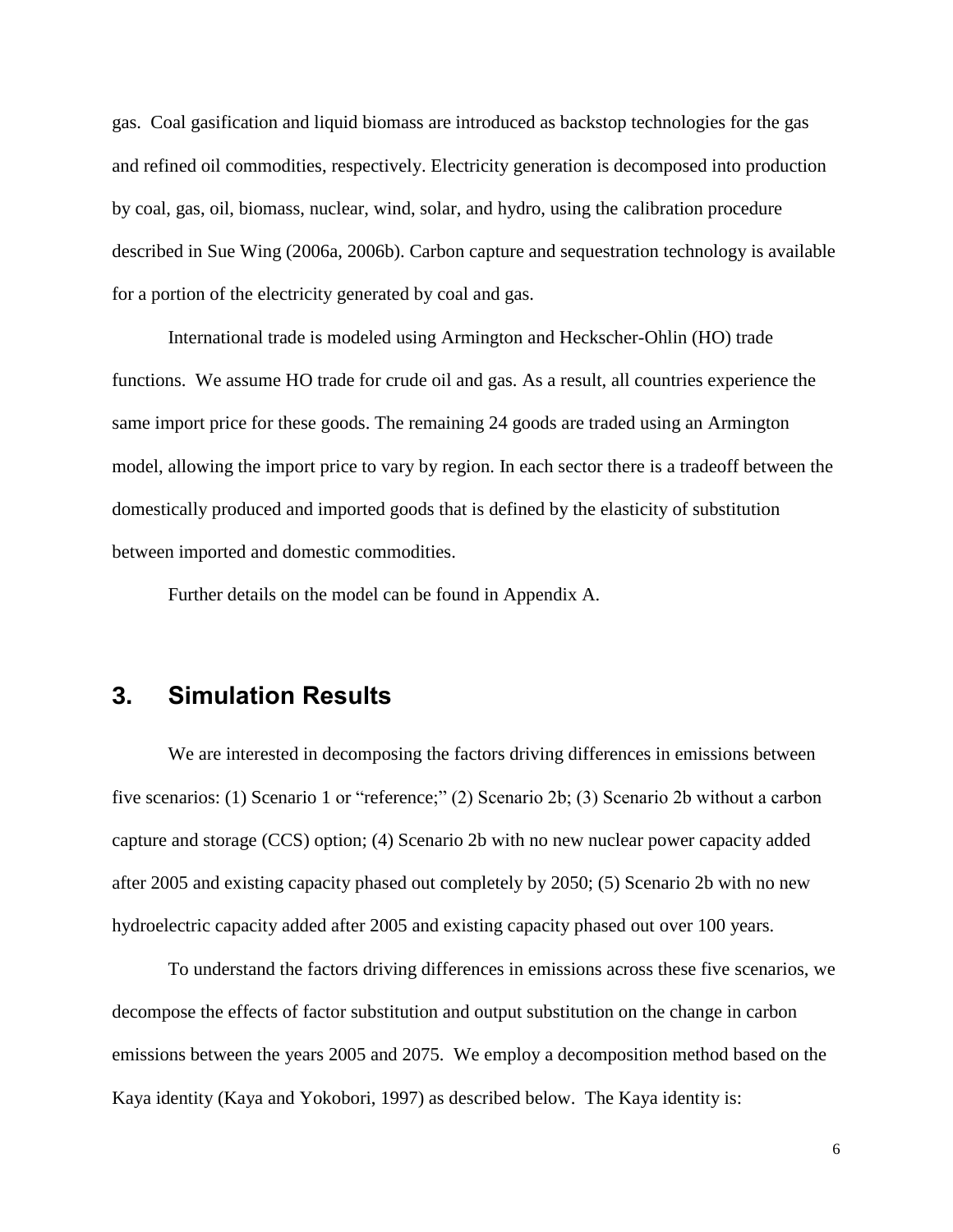gas. Coal gasification and liquid biomass are introduced as backstop technologies for the gas and refined oil commodities, respectively. Electricity generation is decomposed into production by coal, gas, oil, biomass, nuclear, wind, solar, and hydro, using the calibration procedure described in Sue Wing (2006a, 2006b). Carbon capture and sequestration technology is available for a portion of the electricity generated by coal and gas.

International trade is modeled using Armington and Heckscher-Ohlin (HO) trade functions. We assume HO trade for crude oil and gas. As a result, all countries experience the same import price for these goods. The remaining 24 goods are traded using an Armington model, allowing the import price to vary by region. In each sector there is a tradeoff between the domestically produced and imported goods that is defined by the elasticity of substitution between imported and domestic commodities.

Further details on the model can be found in Appendix A.

## 3. Simulation Results

We are interested in decomposing the factors driving differences in emissions between five scenarios: (1) Scenario 1 or "reference;" (2) Scenario 2b; (3) Scenario 2b without a carbon capture and storage (CCS) option; (4) Scenario 2b with no new nuclear power capacity added after 2005 and existing capacity phased out completely by 2050; (5) Scenario 2b with no new hydroelectric capacity added after 2005 and existing capacity phased out over 100 years.

To understand the factors driving differences in emissions across these five scenarios, we decompose the effects of factor substitution and output substitution on the change in carbon emissions between the years 2005 and 2075. We employ a decomposition method based on the Kaya identity (Kaya and Yokobori, 1997) as described below. The Kaya identity is: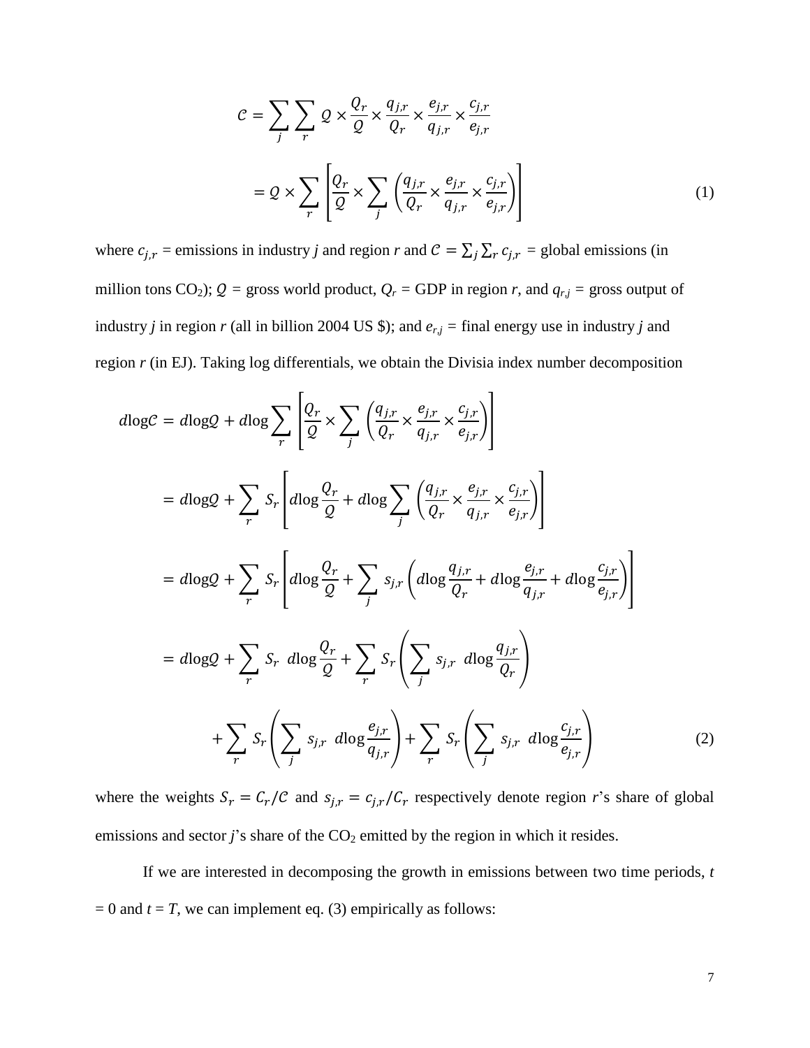$$
\begin{aligned}
\mathcal{C} &= \sum_j \sum_r \mathcal{Q} \times \frac{Q_r}{\mathcal{Q}} \times \frac{q_{j,r}}{Q_r} \times \frac{e_{j,r}}{q_{j,r}} \times \frac{c_{j,r}}{e_{j,r}} \\
&= \mathcal{Q} \times \sum_r \left[ \frac{Q_r}{\mathcal{Q}} \times \sum_j \left( \frac{q_{j,r}}{Q_r} \times \frac{e_{j,r}}{q_{j,r}} \times \frac{c_{j,r}}{e_{j,r}} \right) \right]
\end{aligned}
\tag{1}
$$

where $c_{j,r}$ = emissions in industry $j$ and region $r$ and $\mathcal{C} = \sum_j \sum_r c_{j,r}$ = global emissions (in million tons $CO_2$); $\mathcal{Q}$ = gross world product, $Q_r$ = GDP in region $r$, and $q_{r,j}$ = gross output of industry $j$ in region $r$ (all in billion 2004 US \$); and $e_{r,j}$ = final energy use in industry $j$ and region $r$ (in EJ). Taking log differentials, we obtain the Divisia index number decomposition

$$
\begin{aligned}
d\log\mathcal{C} &= d\log\mathcal{Q} + d\log \sum_r \left[ \frac{Q_r}{\mathcal{Q}} \times \sum_j \left( \frac{q_{j,r}}{Q_r} \times \frac{e_{j,r}}{q_{j,r}} \times \frac{c_{j,r}}{e_{j,r}} \right) \right] \\
&= d\log\mathcal{Q} + \sum_r S_r \left[ d\log \frac{Q_r}{\mathcal{Q}} + d\log \sum_j \left( \frac{q_{j,r}}{Q_r} \times \frac{e_{j,r}}{q_{j,r}} \times \frac{c_{j,r}}{e_{j,r}} \right) \right] \\
&= d\log\mathcal{Q} + \sum_r S_r \left[ d\log \frac{Q_r}{\mathcal{Q}} + \sum_j s_{j,r} \left( d\log \frac{q_{j,r}}{Q_r} + d\log \frac{e_{j,r}}{q_{j,r}} + d\log \frac{c_{j,r}}{e_{j,r}} \right) \right] \\
&= d\log\mathcal{Q} + \sum_r S_r \; d\log \frac{Q_r}{\mathcal{Q}} + \sum_r S_r \left( \sum_j s_{j,r} \; d\log \frac{q_{j,r}}{Q_r} \right) \\
&\quad + \sum_r S_r \left( \sum_j s_{j,r} \; d\log \frac{e_{j,r}}{q_{j,r}} \right) + \sum_r S_r \left( \sum_j s_{j,r} \; d\log \frac{c_{j,r}}{e_{j,r}} \right)
\end{aligned}
\tag{2}
$$

where the weights $S_r = C_r/\mathcal{C}$ and $s_{j,r} = c_{j,r}/C_r$ respectively denote region $r$'s share of global emissions and sector $j$'s share of the $CO_2$ emitted by the region in which it resides.

If we are interested in decomposing the growth in emissions between two time periods, $t = 0$ and $t = T$, we can implement eq. (3) empirically as follows: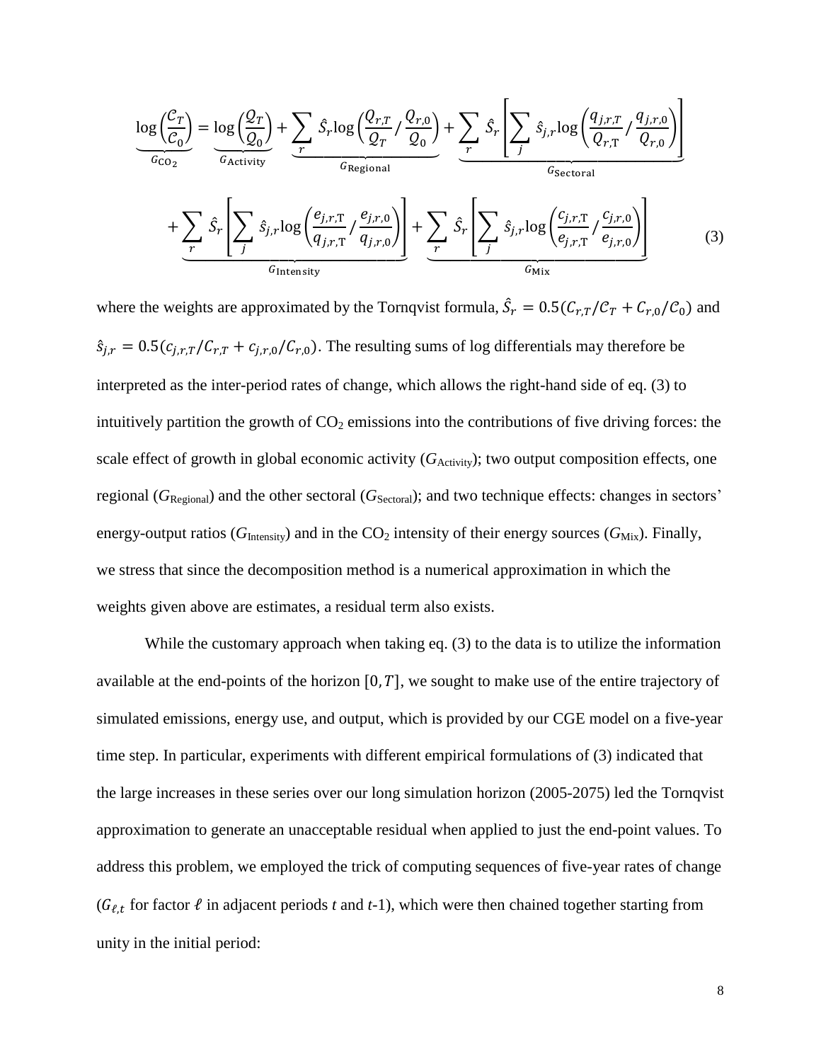$$\underbrace{\log\left(\frac{\mathcal{C}_T}{\mathcal{C}_0}\right)}_{G_{\mathrm{CO}_2}} = \underbrace{\log\left(\frac{\mathcal{Q}_T}{\mathcal{Q}_0}\right)}_{G_{\mathrm{Activity}}} + \underbrace{\sum_r \hat{S}_r \log\left(\frac{Q_{r,T}}{\mathcal{Q}_T} \Big/ \frac{Q_{r,0}}{\mathcal{Q}_0}\right)}_{G_{\mathrm{Regional}}} + \underbrace{\sum_r \hat{S}_r \left[\sum_j \hat{s}_{j,r} \log\left(\frac{q_{j,r,T}}{Q_{r,\mathrm{T}}} \Big/ \frac{q_{j,r,0}}{Q_{r,0}}\right)\right]}_{G_{\mathrm{Sectoral}}}$$

$$+ \underbrace{\sum_r \hat{S}_r \left[\sum_j \hat{s}_{j,r} \log\left(\frac{e_{j,r,\mathrm{T}}}{q_{j,r,\mathrm{T}}} \Big/ \frac{e_{j,r,0}}{q_{j,r,0}}\right)\right]}_{G_{\mathrm{Intensity}}} + \underbrace{\sum_r \hat{S}_r \left[\sum_j \hat{s}_{j,r} \log\left(\frac{c_{j,r,\mathrm{T}}}{e_{j,r,\mathrm{T}}} \Big/ \frac{c_{j,r,0}}{e_{j,r,0}}\right)\right]}_{G_{\mathrm{Mix}}} \tag{3}$$

where the weights are approximated by the Tornqvist formula, $\hat{S}_r = 0.5(C_{r,T}/\mathcal{C}_T + C_{r,0}/\mathcal{C}_0)$ and $\hat{s}_{j,r} = 0.5(c_{j,r,T}/C_{r,T} + c_{j,r,0}/C_{r,0})$. The resulting sums of log differentials may therefore be interpreted as the inter-period rates of change, which allows the right-hand side of eq. (3) to intuitively partition the growth of $CO_2$ emissions into the contributions of five driving forces: the scale effect of growth in global economic activity ($G_{\mathrm{Activity}}$); two output composition effects, one regional ($G_{\mathrm{Regional}}$) and the other sectoral ($G_{\mathrm{Sectoral}}$); and two technique effects: changes in sectors' energy-output ratios ($G_{\mathrm{Intensity}}$) and in the $CO_2$ intensity of their energy sources ($G_{\mathrm{Mix}}$). Finally, we stress that since the decomposition method is a numerical approximation in which the weights given above are estimates, a residual term also exists.

While the customary approach when taking eq. (3) to the data is to utilize the information available at the end-points of the horizon $[0, T]$, we sought to make use of the entire trajectory of simulated emissions, energy use, and output, which is provided by our CGE model on a five-year time step. In particular, experiments with different empirical formulations of (3) indicated that the large increases in these series over our long simulation horizon (2005-2075) led the Tornqvist approximation to generate an unacceptable residual when applied to just the end-point values. To address this problem, we employed the trick of computing sequences of five-year rates of change ($G_{\ell,t}$ for factor $\ell$ in adjacent periods $t$ and $t$-1), which were then chained together starting from unity in the initial period: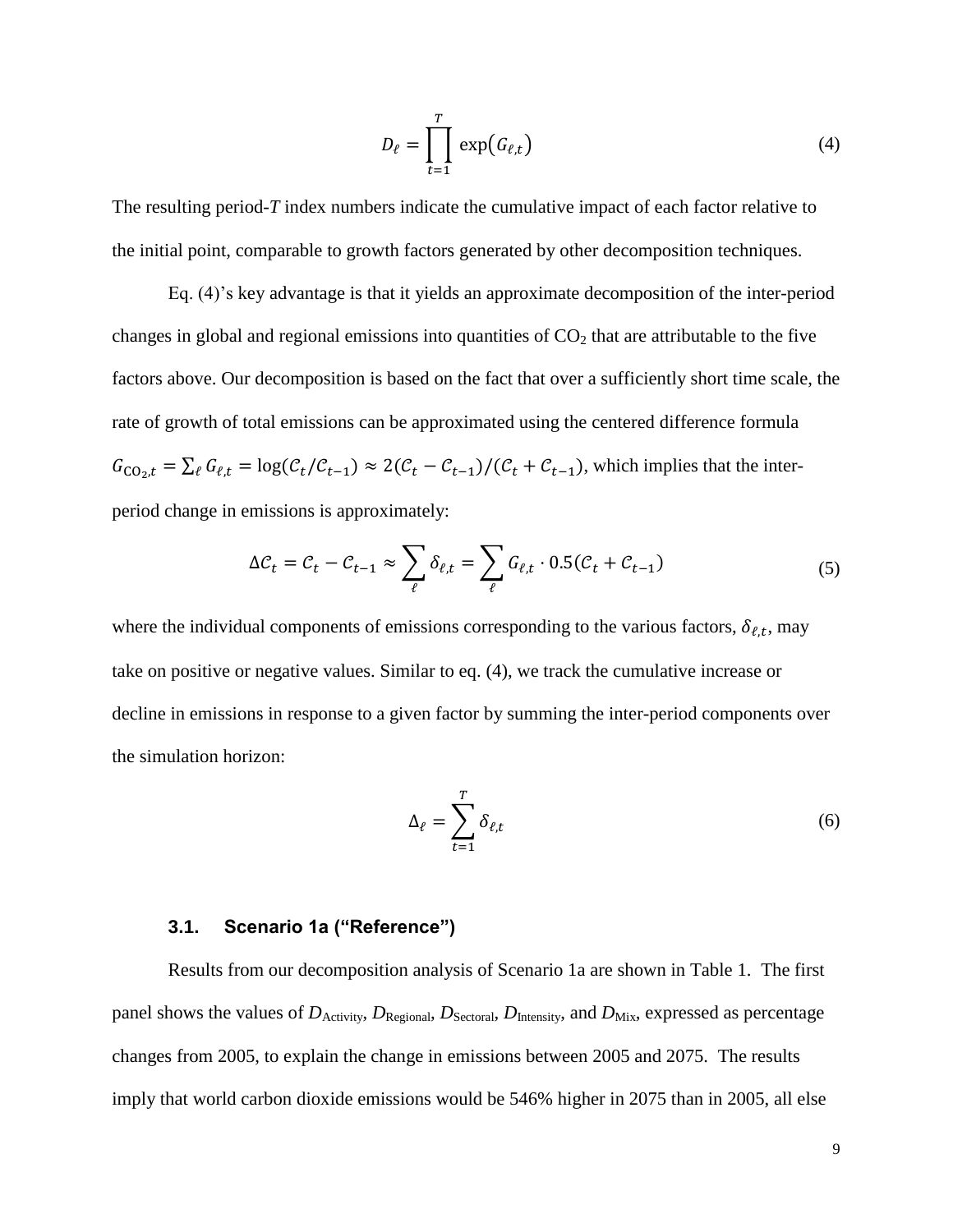$$D_\ell = \prod_{t=1}^{T} \exp(G_{\ell,t}) \tag{4}$$

The resulting period-$T$ index numbers indicate the cumulative impact of each factor relative to the initial point, comparable to growth factors generated by other decomposition techniques.

Eq. (4)'s key advantage is that it yields an approximate decomposition of the inter-period changes in global and regional emissions into quantities of $CO_2$ that are attributable to the five factors above. Our decomposition is based on the fact that over a sufficiently short time scale, the rate of growth of total emissions can be approximated using the centered difference formula $G_{CO_2,t} = \sum_\ell G_{\ell,t} = \log(\mathcal{C}_t/\mathcal{C}_{t-1}) \approx 2(\mathcal{C}_t - \mathcal{C}_{t-1})/(\mathcal{C}_t + \mathcal{C}_{t-1})$, which implies that the inter-period change in emissions is approximately:

$$\Delta\mathcal{C}_t = \mathcal{C}_t - \mathcal{C}_{t-1} \approx \sum_\ell \delta_{\ell,t} = \sum_\ell G_{\ell,t} \cdot 0.5(\mathcal{C}_t + \mathcal{C}_{t-1}) \tag{5}$$

where the individual components of emissions corresponding to the various factors, $\delta_{\ell,t}$, may take on positive or negative values. Similar to eq. (4), we track the cumulative increase or decline in emissions in response to a given factor by summing the inter-period components over the simulation horizon:

$$\Delta_\ell = \sum_{t=1}^{T} \delta_{\ell,t} \tag{6}$$

### 3.1. Scenario 1a ("Reference")

Results from our decomposition analysis of Scenario 1a are shown in Table 1. The first panel shows the values of $D_{\text{Activity}}$, $D_{\text{Regional}}$, $D_{\text{Sectoral}}$, $D_{\text{Intensity}}$, and $D_{\text{Mix}}$, expressed as percentage changes from 2005, to explain the change in emissions between 2005 and 2075. The results imply that world carbon dioxide emissions would be 546% higher in 2075 than in 2005, all else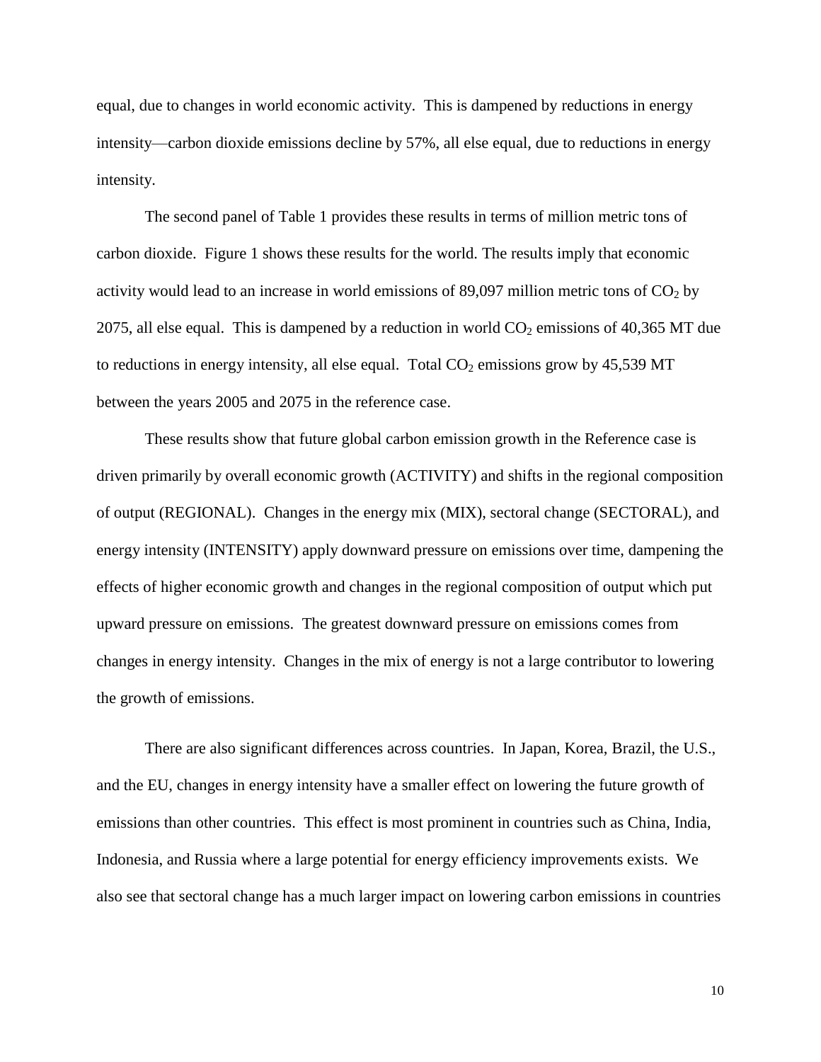equal, due to changes in world economic activity. This is dampened by reductions in energy intensity—carbon dioxide emissions decline by 57%, all else equal, due to reductions in energy intensity.

The second panel of Table 1 provides these results in terms of million metric tons of carbon dioxide. Figure 1 shows these results for the world. The results imply that economic activity would lead to an increase in world emissions of 89,097 million metric tons of $CO_2$ by 2075, all else equal. This is dampened by a reduction in world $CO_2$ emissions of 40,365 MT due to reductions in energy intensity, all else equal. Total $CO_2$ emissions grow by 45,539 MT between the years 2005 and 2075 in the reference case.

These results show that future global carbon emission growth in the Reference case is driven primarily by overall economic growth (ACTIVITY) and shifts in the regional composition of output (REGIONAL). Changes in the energy mix (MIX), sectoral change (SECTORAL), and energy intensity (INTENSITY) apply downward pressure on emissions over time, dampening the effects of higher economic growth and changes in the regional composition of output which put upward pressure on emissions. The greatest downward pressure on emissions comes from changes in energy intensity. Changes in the mix of energy is not a large contributor to lowering the growth of emissions.

There are also significant differences across countries. In Japan, Korea, Brazil, the U.S., and the EU, changes in energy intensity have a smaller effect on lowering the future growth of emissions than other countries. This effect is most prominent in countries such as China, India, Indonesia, and Russia where a large potential for energy efficiency improvements exists. We also see that sectoral change has a much larger impact on lowering carbon emissions in countries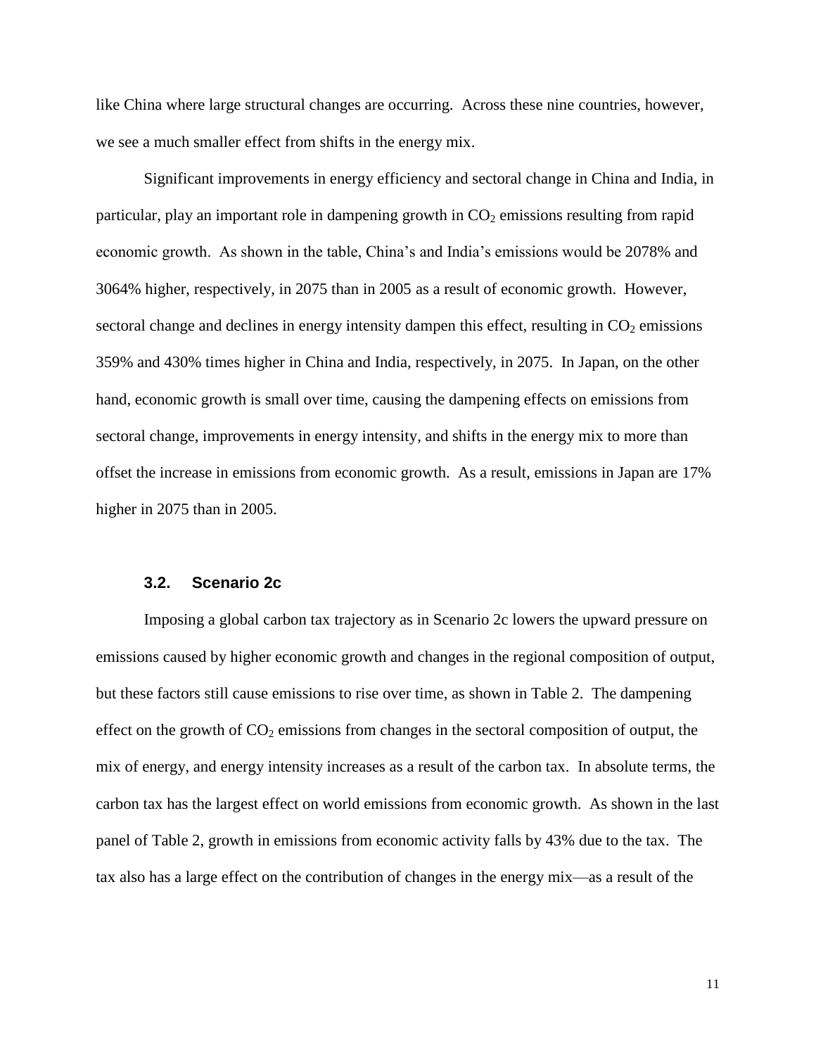like China where large structural changes are occurring. Across these nine countries, however, we see a much smaller effect from shifts in the energy mix.

Significant improvements in energy efficiency and sectoral change in China and India, in particular, play an important role in dampening growth in $CO_2$ emissions resulting from rapid economic growth. As shown in the table, China's and India's emissions would be 2078% and 3064% higher, respectively, in 2075 than in 2005 as a result of economic growth. However, sectoral change and declines in energy intensity dampen this effect, resulting in $CO_2$ emissions 359% and 430% times higher in China and India, respectively, in 2075. In Japan, on the other hand, economic growth is small over time, causing the dampening effects on emissions from sectoral change, improvements in energy intensity, and shifts in the energy mix to more than offset the increase in emissions from economic growth. As a result, emissions in Japan are 17% higher in 2075 than in 2005.

### 3.2. Scenario 2c

Imposing a global carbon tax trajectory as in Scenario 2c lowers the upward pressure on emissions caused by higher economic growth and changes in the regional composition of output, but these factors still cause emissions to rise over time, as shown in Table 2. The dampening effect on the growth of $CO_2$ emissions from changes in the sectoral composition of output, the mix of energy, and energy intensity increases as a result of the carbon tax. In absolute terms, the carbon tax has the largest effect on world emissions from economic growth. As shown in the last panel of Table 2, growth in emissions from economic activity falls by 43% due to the tax. The tax also has a large effect on the contribution of changes in the energy mix—as a result of the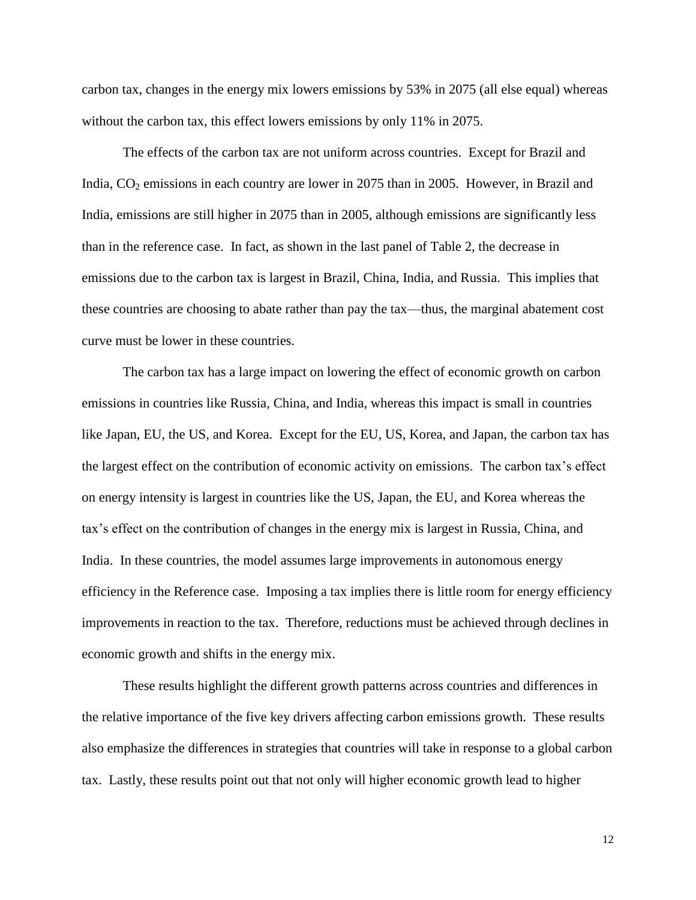carbon tax, changes in the energy mix lowers emissions by 53% in 2075 (all else equal) whereas without the carbon tax, this effect lowers emissions by only 11% in 2075.

The effects of the carbon tax are not uniform across countries. Except for Brazil and India, $CO_2$ emissions in each country are lower in 2075 than in 2005. However, in Brazil and India, emissions are still higher in 2075 than in 2005, although emissions are significantly less than in the reference case. In fact, as shown in the last panel of Table 2, the decrease in emissions due to the carbon tax is largest in Brazil, China, India, and Russia. This implies that these countries are choosing to abate rather than pay the tax—thus, the marginal abatement cost curve must be lower in these countries.

The carbon tax has a large impact on lowering the effect of economic growth on carbon emissions in countries like Russia, China, and India, whereas this impact is small in countries like Japan, EU, the US, and Korea. Except for the EU, US, Korea, and Japan, the carbon tax has the largest effect on the contribution of economic activity on emissions. The carbon tax's effect on energy intensity is largest in countries like the US, Japan, the EU, and Korea whereas the tax's effect on the contribution of changes in the energy mix is largest in Russia, China, and India. In these countries, the model assumes large improvements in autonomous energy efficiency in the Reference case. Imposing a tax implies there is little room for energy efficiency improvements in reaction to the tax. Therefore, reductions must be achieved through declines in economic growth and shifts in the energy mix.

These results highlight the different growth patterns across countries and differences in the relative importance of the five key drivers affecting carbon emissions growth. These results also emphasize the differences in strategies that countries will take in response to a global carbon tax. Lastly, these results point out that not only will higher economic growth lead to higher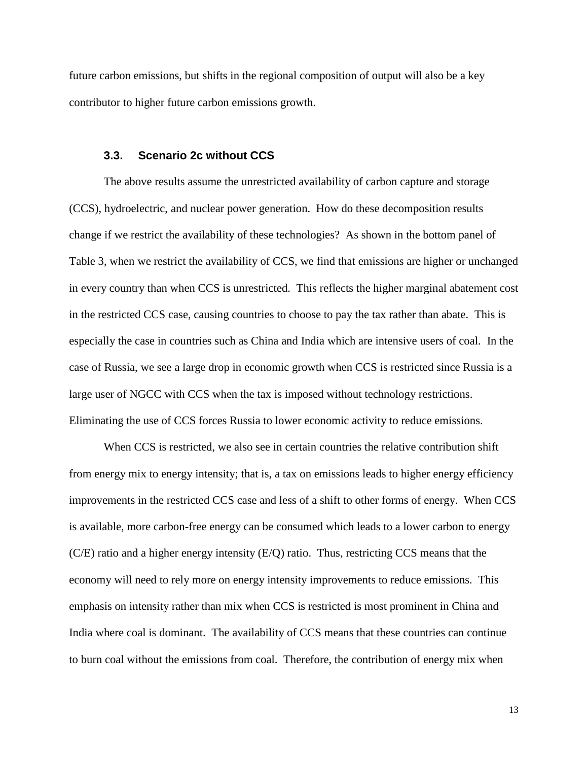future carbon emissions, but shifts in the regional composition of output will also be a key contributor to higher future carbon emissions growth.

### 3.3. Scenario 2c without CCS

The above results assume the unrestricted availability of carbon capture and storage (CCS), hydroelectric, and nuclear power generation. How do these decomposition results change if we restrict the availability of these technologies? As shown in the bottom panel of Table 3, when we restrict the availability of CCS, we find that emissions are higher or unchanged in every country than when CCS is unrestricted. This reflects the higher marginal abatement cost in the restricted CCS case, causing countries to choose to pay the tax rather than abate. This is especially the case in countries such as China and India which are intensive users of coal. In the case of Russia, we see a large drop in economic growth when CCS is restricted since Russia is a large user of NGCC with CCS when the tax is imposed without technology restrictions. Eliminating the use of CCS forces Russia to lower economic activity to reduce emissions.

When CCS is restricted, we also see in certain countries the relative contribution shift from energy mix to energy intensity; that is, a tax on emissions leads to higher energy efficiency improvements in the restricted CCS case and less of a shift to other forms of energy. When CCS is available, more carbon-free energy can be consumed which leads to a lower carbon to energy (C/E) ratio and a higher energy intensity (E/Q) ratio. Thus, restricting CCS means that the economy will need to rely more on energy intensity improvements to reduce emissions. This emphasis on intensity rather than mix when CCS is restricted is most prominent in China and India where coal is dominant. The availability of CCS means that these countries can continue to burn coal without the emissions from coal. Therefore, the contribution of energy mix when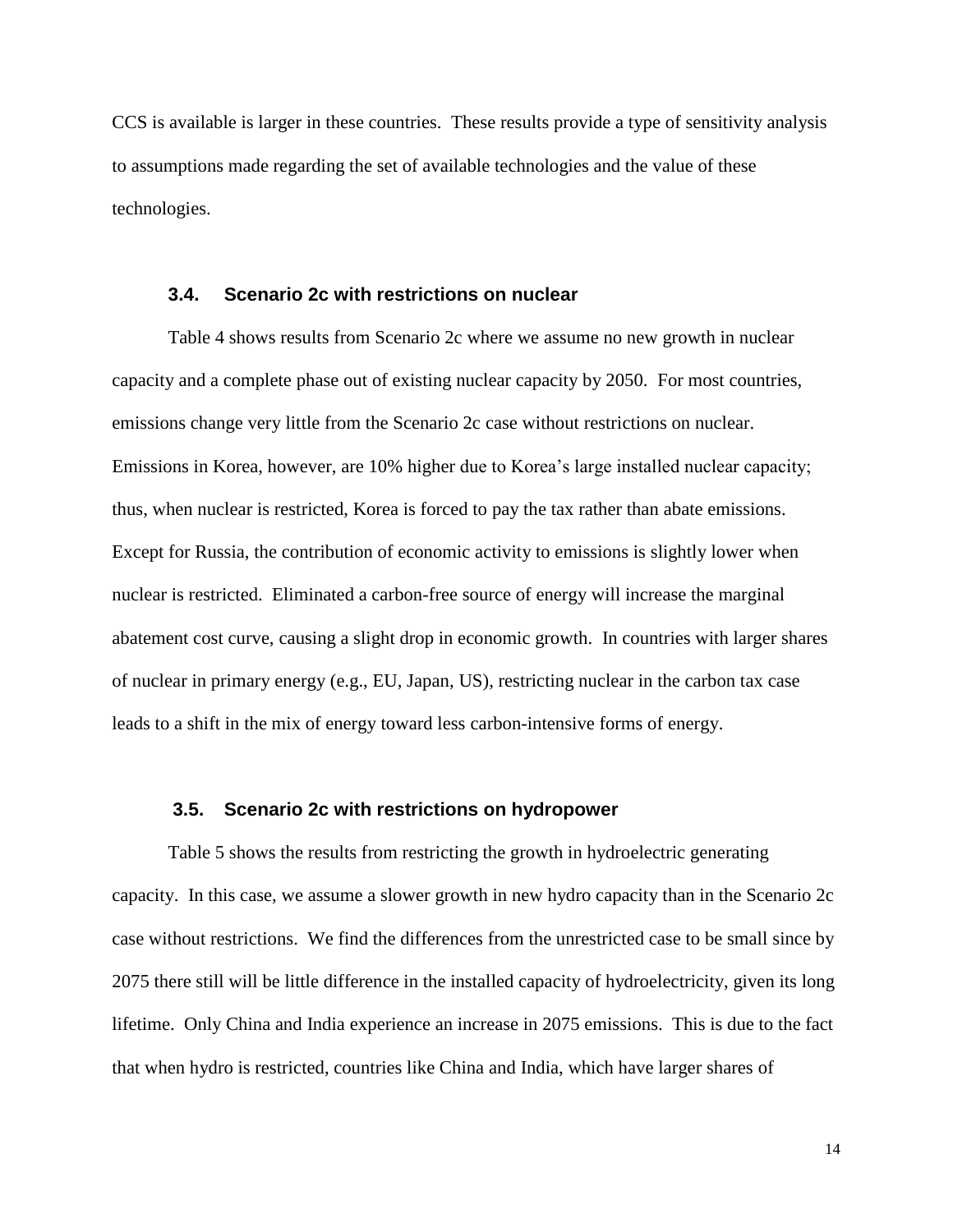CCS is available is larger in these countries. These results provide a type of sensitivity analysis to assumptions made regarding the set of available technologies and the value of these technologies.

### 3.4. Scenario 2c with restrictions on nuclear

Table 4 shows results from Scenario 2c where we assume no new growth in nuclear capacity and a complete phase out of existing nuclear capacity by 2050. For most countries, emissions change very little from the Scenario 2c case without restrictions on nuclear. Emissions in Korea, however, are 10% higher due to Korea's large installed nuclear capacity; thus, when nuclear is restricted, Korea is forced to pay the tax rather than abate emissions. Except for Russia, the contribution of economic activity to emissions is slightly lower when nuclear is restricted. Eliminated a carbon-free source of energy will increase the marginal abatement cost curve, causing a slight drop in economic growth. In countries with larger shares of nuclear in primary energy (e.g., EU, Japan, US), restricting nuclear in the carbon tax case leads to a shift in the mix of energy toward less carbon-intensive forms of energy.

### 3.5. Scenario 2c with restrictions on hydropower

Table 5 shows the results from restricting the growth in hydroelectric generating capacity. In this case, we assume a slower growth in new hydro capacity than in the Scenario 2c case without restrictions. We find the differences from the unrestricted case to be small since by 2075 there still will be little difference in the installed capacity of hydroelectricity, given its long lifetime. Only China and India experience an increase in 2075 emissions. This is due to the fact that when hydro is restricted, countries like China and India, which have larger shares of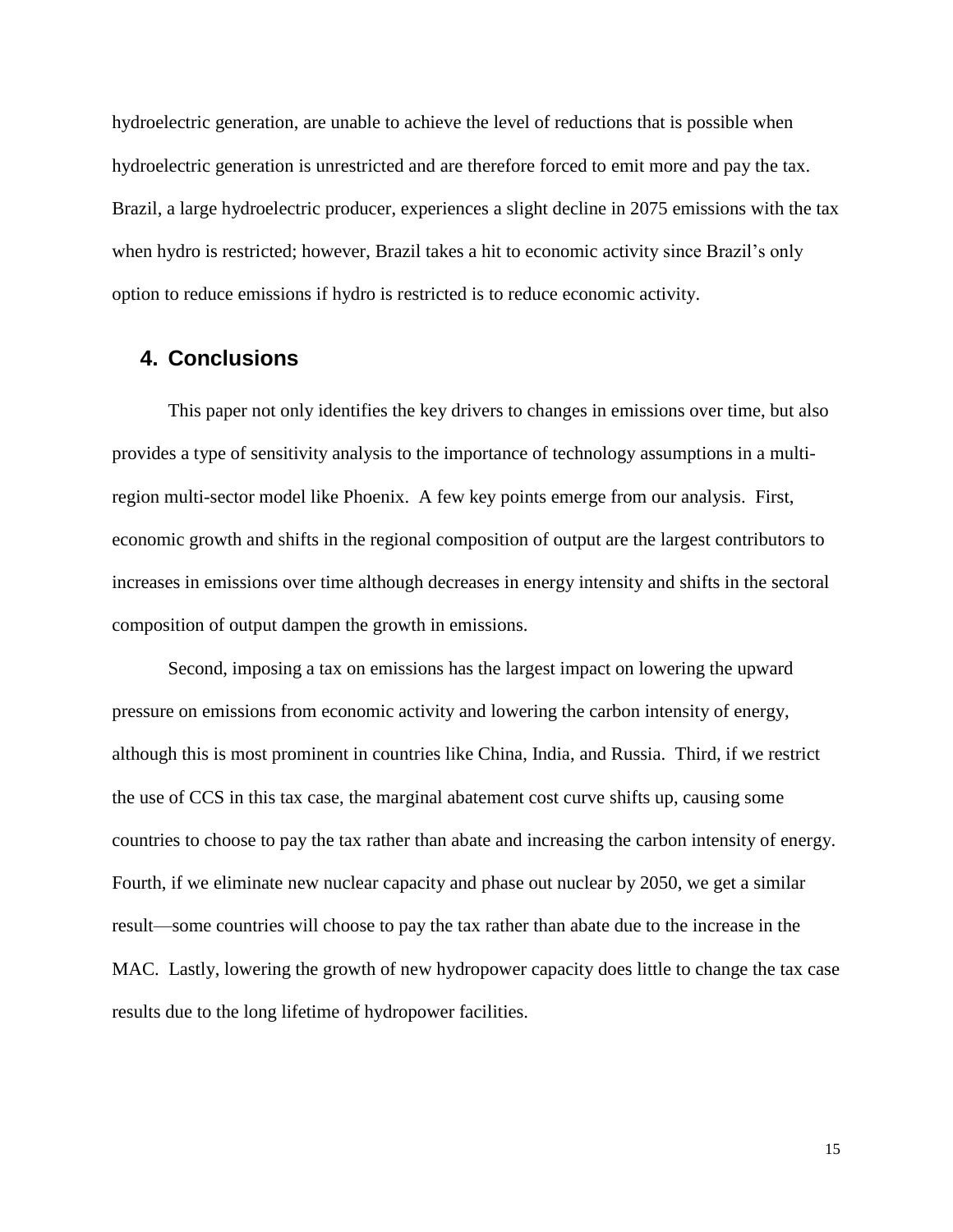hydroelectric generation, are unable to achieve the level of reductions that is possible when hydroelectric generation is unrestricted and are therefore forced to emit more and pay the tax. Brazil, a large hydroelectric producer, experiences a slight decline in 2075 emissions with the tax when hydro is restricted; however, Brazil takes a hit to economic activity since Brazil's only option to reduce emissions if hydro is restricted is to reduce economic activity.

## 4. Conclusions

This paper not only identifies the key drivers to changes in emissions over time, but also provides a type of sensitivity analysis to the importance of technology assumptions in a multi-region multi-sector model like Phoenix. A few key points emerge from our analysis. First, economic growth and shifts in the regional composition of output are the largest contributors to increases in emissions over time although decreases in energy intensity and shifts in the sectoral composition of output dampen the growth in emissions.

Second, imposing a tax on emissions has the largest impact on lowering the upward pressure on emissions from economic activity and lowering the carbon intensity of energy, although this is most prominent in countries like China, India, and Russia. Third, if we restrict the use of CCS in this tax case, the marginal abatement cost curve shifts up, causing some countries to choose to pay the tax rather than abate and increasing the carbon intensity of energy. Fourth, if we eliminate new nuclear capacity and phase out nuclear by 2050, we get a similar result—some countries will choose to pay the tax rather than abate due to the increase in the MAC. Lastly, lowering the growth of new hydropower capacity does little to change the tax case results due to the long lifetime of hydropower facilities.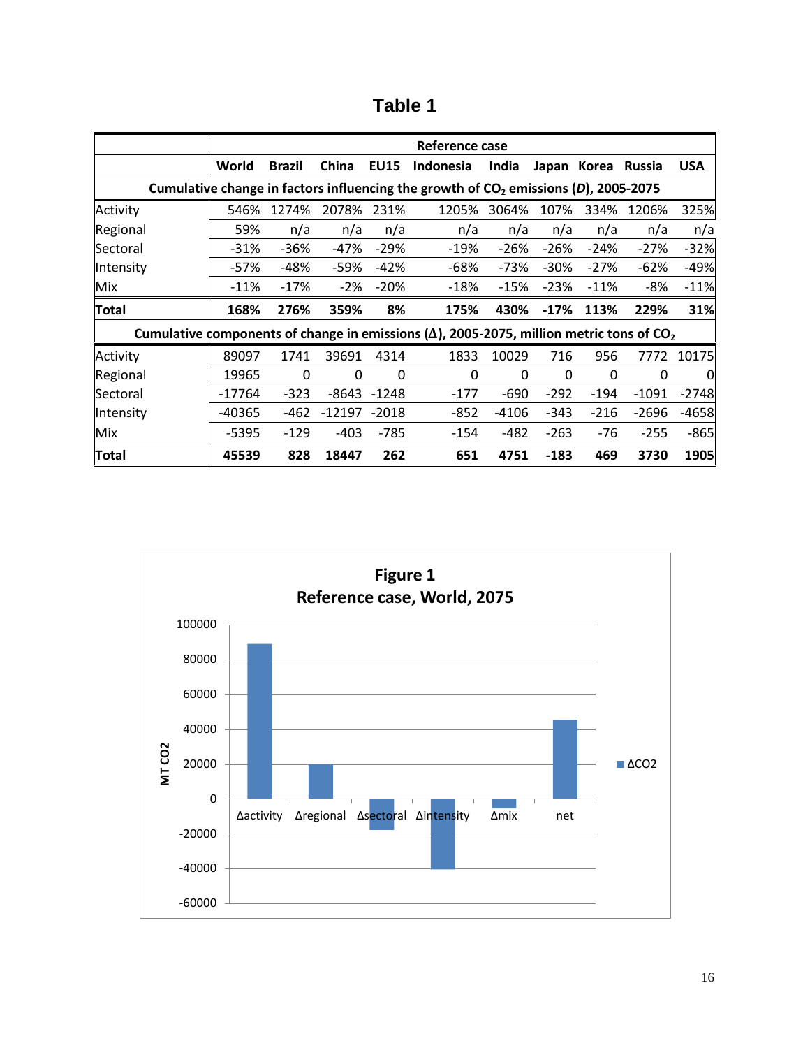# Table 1

| | Reference case | | | | | | | | | |
|---|---|---|---|---|---|---|---|---|---|---|
| | World | Brazil | China | EU15 | Indonesia | India | Japan | Korea | Russia | USA |
| **Cumulative change in factors influencing the growth of $CO_2$ emissions (*D*), 2005-2075** | | | | | | | | | | |
| Activity | 546% | 1274% | 2078% | 231% | 1205% | 3064% | 107% | 334% | 1206% | 325% |
| Regional | 59% | n/a | n/a | n/a | n/a | n/a | n/a | n/a | n/a | n/a |
| Sectoral | -31% | -36% | -47% | -29% | -19% | -26% | -26% | -24% | -27% | -32% |
| Intensity | -57% | -48% | -59% | -42% | -68% | -73% | -30% | -27% | -62% | -49% |
| Mix | -11% | -17% | -2% | -20% | -18% | -15% | -23% | -11% | -8% | -11% |
| **Total** | **168%** | **276%** | **359%** | **8%** | **175%** | **430%** | **-17%** | **113%** | **229%** | **31%** |
| **Cumulative components of change in emissions (Δ), 2005-2075, million metric tons of $CO_2$** | | | | | | | | | | |
| Activity | 89097 | 1741 | 39691 | 4314 | 1833 | 10029 | 716 | 956 | 7772 | 10175 |
| Regional | 19965 | 0 | 0 | 0 | 0 | 0 | 0 | 0 | 0 | 0 |
| Sectoral | -17764 | -323 | -8643 | -1248 | -177 | -690 | -292 | -194 | -1091 | -2748 |
| Intensity | -40365 | -462 | -12197 | -2018 | -852 | -4106 | -343 | -216 | -2696 | -4658 |
| Mix | -5395 | -129 | -403 | -785 | -154 | -482 | -263 | -76 | -255 | -865 |
| **Total** | **45539** | **828** | **18447** | **262** | **651** | **4751** | **-183** | **469** | **3730** | **1905** |

**Figure 1**
**Reference case, World, 2075**

| | ΔCO2 (MT CO2) |
|---|---|
| Δactivity | 89097 |
| Δregional | 19965 |
| Δsectoral | -17764 |
| Δintensity | -40365 |
| Δmix | -5395 |
| net | 45539 |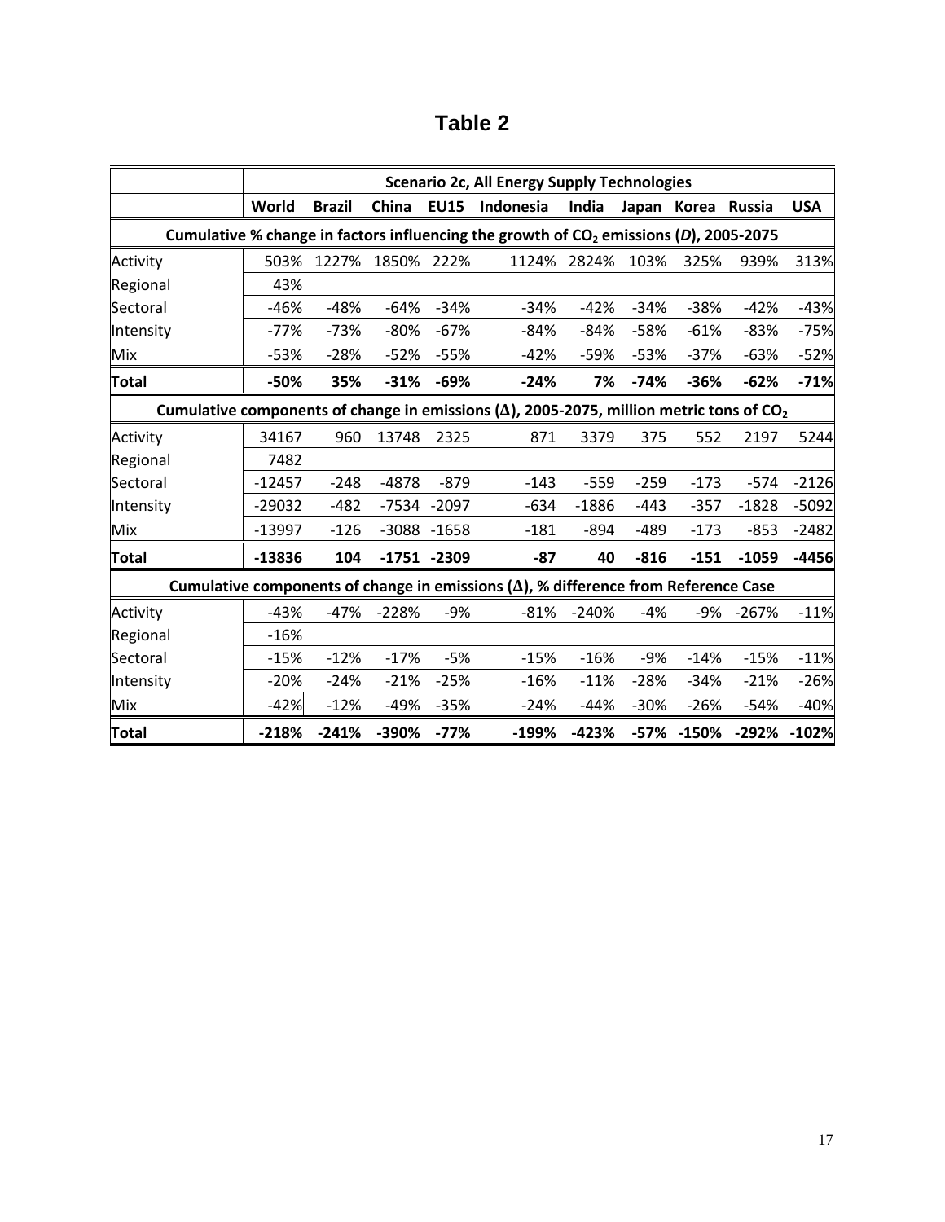# Table 2

| | Scenario 2c, All Energy Supply Technologies | | | | | | | | | |
|---|---|---|---|---|---|---|---|---|---|---|
| | **World** | **Brazil** | **China** | **EU15** | **Indonesia** | **India** | **Japan** | **Korea** | **Russia** | **USA** |
| **Cumulative % change in factors influencing the growth of $CO_2$ emissions (*D*), 2005-2075** | | | | | | | | | | |
| Activity | 503% | 1227% | 1850% | 222% | 1124% | 2824% | 103% | 325% | 939% | 313% |
| Regional | 43% | | | | | | | | | |
| Sectoral | -46% | -48% | -64% | -34% | -34% | -42% | -34% | -38% | -42% | -43% |
| Intensity | -77% | -73% | -80% | -67% | -84% | -84% | -58% | -61% | -83% | -75% |
| Mix | -53% | -28% | -52% | -55% | -42% | -59% | -53% | -37% | -63% | -52% |
| **Total** | **-50%** | **35%** | **-31%** | **-69%** | **-24%** | **7%** | **-74%** | **-36%** | **-62%** | **-71%** |
| **Cumulative components of change in emissions (Δ), 2005-2075, million metric tons of $CO_2$** | | | | | | | | | | |
| Activity | 34167 | 960 | 13748 | 2325 | 871 | 3379 | 375 | 552 | 2197 | 5244 |
| Regional | 7482 | | | | | | | | | |
| Sectoral | -12457 | -248 | -4878 | -879 | -143 | -559 | -259 | -173 | -574 | -2126 |
| Intensity | -29032 | -482 | -7534 | -2097 | -634 | -1886 | -443 | -357 | -1828 | -5092 |
| Mix | -13997 | -126 | -3088 | -1658 | -181 | -894 | -489 | -173 | -853 | -2482 |
| **Total** | **-13836** | **104** | **-1751** | **-2309** | **-87** | **40** | **-816** | **-151** | **-1059** | **-4456** |
| **Cumulative components of change in emissions (Δ), % difference from Reference Case** | | | | | | | | | | |
| Activity | -43% | -47% | -228% | -9% | -81% | -240% | -4% | -9% | -267% | -11% |
| Regional | -16% | | | | | | | | | |
| Sectoral | -15% | -12% | -17% | -5% | -15% | -16% | -9% | -14% | -15% | -11% |
| Intensity | -20% | -24% | -21% | -25% | -16% | -11% | -28% | -34% | -21% | -26% |
| Mix | -42% | -12% | -49% | -35% | -24% | -44% | -30% | -26% | -54% | -40% |
| **Total** | **-218%** | **-241%** | **-390%** | **-77%** | **-199%** | **-423%** | **-57%** | **-150%** | **-292%** | **-102%** |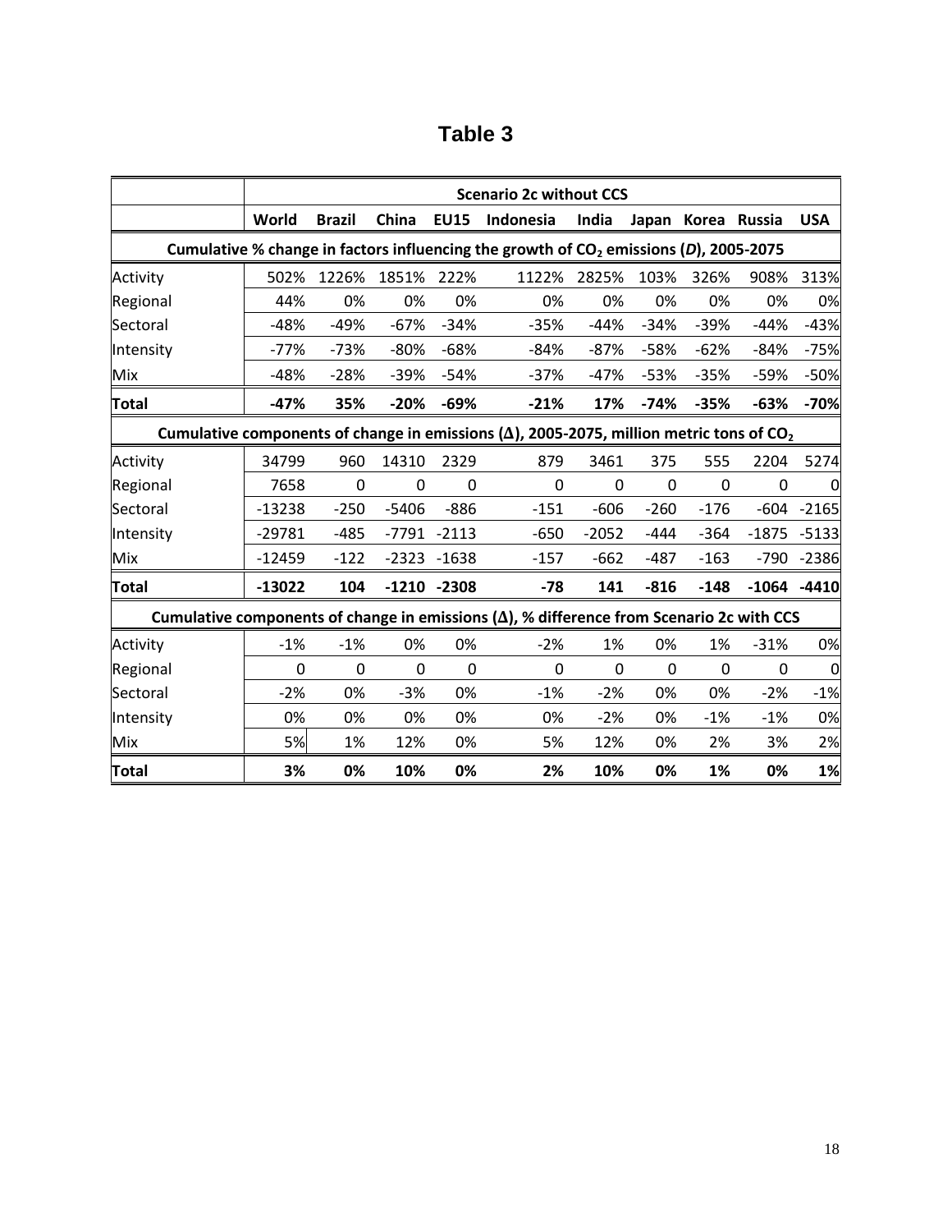# Table 3

| | Scenario 2c without CCS | | | | | | | | | |
|---|---|---|---|---|---|---|---|---|---|---|
| | **World** | **Brazil** | **China** | **EU15** | **Indonesia** | **India** | **Japan** | **Korea** | **Russia** | **USA** |
| **Cumulative % change in factors influencing the growth of $CO_2$ emissions (*D*), 2005-2075** | | | | | | | | | | |
| Activity | 502% | 1226% | 1851% | 222% | 1122% | 2825% | 103% | 326% | 908% | 313% |
| Regional | 44% | 0% | 0% | 0% | 0% | 0% | 0% | 0% | 0% | 0% |
| Sectoral | -48% | -49% | -67% | -34% | -35% | -44% | -34% | -39% | -44% | -43% |
| Intensity | -77% | -73% | -80% | -68% | -84% | -87% | -58% | -62% | -84% | -75% |
| Mix | -48% | -28% | -39% | -54% | -37% | -47% | -53% | -35% | -59% | -50% |
| **Total** | **-47%** | **35%** | **-20%** | **-69%** | **-21%** | **17%** | **-74%** | **-35%** | **-63%** | **-70%** |
| **Cumulative components of change in emissions (Δ), 2005-2075, million metric tons of $CO_2$** | | | | | | | | | | |
| Activity | 34799 | 960 | 14310 | 2329 | 879 | 3461 | 375 | 555 | 2204 | 5274 |
| Regional | 7658 | 0 | 0 | 0 | 0 | 0 | 0 | 0 | 0 | 0 |
| Sectoral | -13238 | -250 | -5406 | -886 | -151 | -606 | -260 | -176 | -604 | -2165 |
| Intensity | -29781 | -485 | -7791 | -2113 | -650 | -2052 | -444 | -364 | -1875 | -5133 |
| Mix | -12459 | -122 | -2323 | -1638 | -157 | -662 | -487 | -163 | -790 | -2386 |
| **Total** | **-13022** | **104** | **-1210** | **-2308** | **-78** | **141** | **-816** | **-148** | **-1064** | **-4410** |
| **Cumulative components of change in emissions (Δ), % difference from Scenario 2c with CCS** | | | | | | | | | | |
| Activity | -1% | -1% | 0% | 0% | -2% | 1% | 0% | 1% | -31% | 0% |
| Regional | 0 | 0 | 0 | 0 | 0 | 0 | 0 | 0 | 0 | 0 |
| Sectoral | -2% | 0% | -3% | 0% | -1% | -2% | 0% | 0% | -2% | -1% |
| Intensity | 0% | 0% | 0% | 0% | 0% | -2% | 0% | -1% | -1% | 0% |
| Mix | 5% | 1% | 12% | 0% | 5% | 12% | 0% | 2% | 3% | 2% |
| **Total** | **3%** | **0%** | **10%** | **0%** | **2%** | **10%** | **0%** | **1%** | **0%** | **1%** |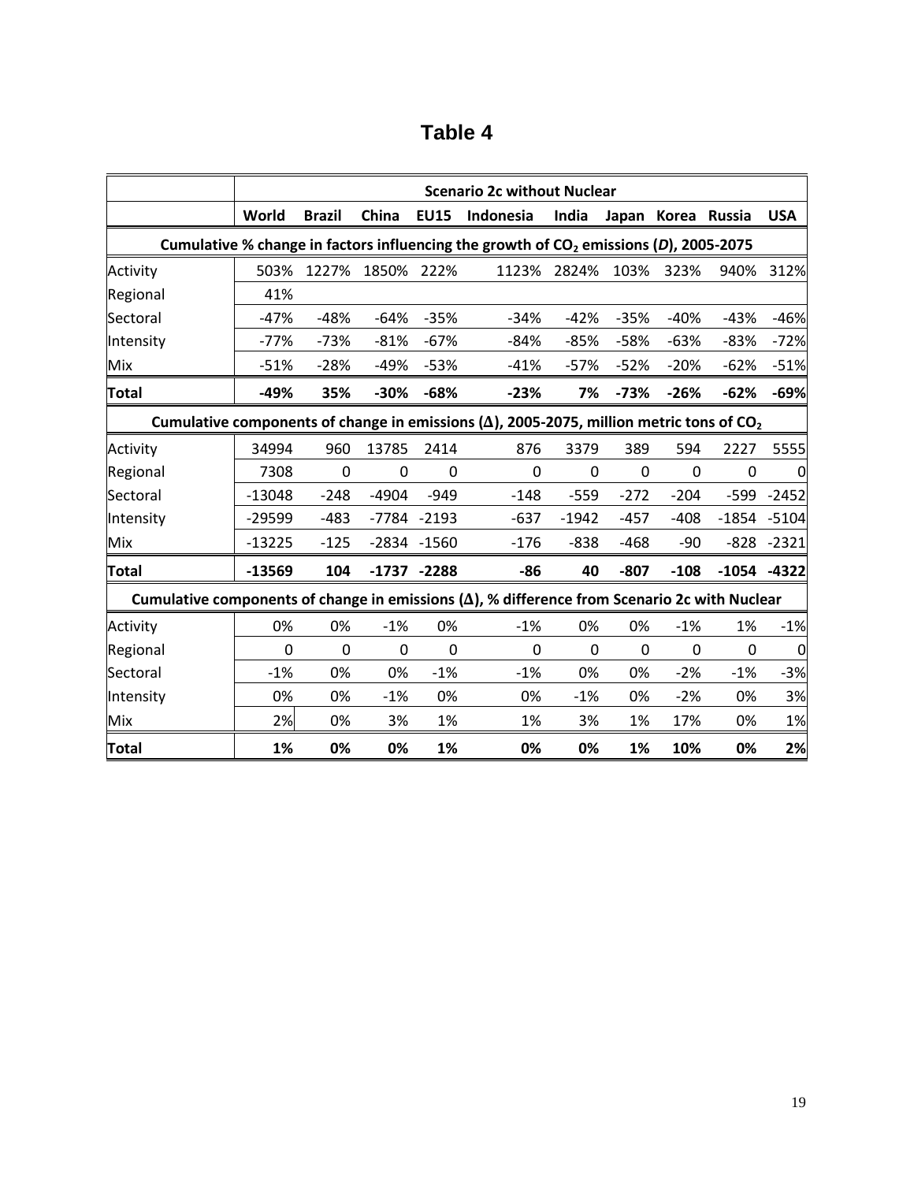# Table 4

| | Scenario 2c without Nuclear | | | | | | | | | |
|---|---|---|---|---|---|---|---|---|---|---|
| | **World** | **Brazil** | **China** | **EU15** | **Indonesia** | **India** | **Japan** | **Korea** | **Russia** | **USA** |
| **Cumulative % change in factors influencing the growth of $CO_2$ emissions (*D*), 2005-2075** | | | | | | | | | | |
| Activity | 503% | 1227% | 1850% | 222% | 1123% | 2824% | 103% | 323% | 940% | 312% |
| Regional | 41% | | | | | | | | | |
| Sectoral | -47% | -48% | -64% | -35% | -34% | -42% | -35% | -40% | -43% | -46% |
| Intensity | -77% | -73% | -81% | -67% | -84% | -85% | -58% | -63% | -83% | -72% |
| Mix | -51% | -28% | -49% | -53% | -41% | -57% | -52% | -20% | -62% | -51% |
| **Total** | **-49%** | **35%** | **-30%** | **-68%** | **-23%** | **7%** | **-73%** | **-26%** | **-62%** | **-69%** |
| **Cumulative components of change in emissions (Δ), 2005-2075, million metric tons of $CO_2$** | | | | | | | | | | |
| Activity | 34994 | 960 | 13785 | 2414 | 876 | 3379 | 389 | 594 | 2227 | 5555 |
| Regional | 7308 | 0 | 0 | 0 | 0 | 0 | 0 | 0 | 0 | 0 |
| Sectoral | -13048 | -248 | -4904 | -949 | -148 | -559 | -272 | -204 | -599 | -2452 |
| Intensity | -29599 | -483 | -7784 | -2193 | -637 | -1942 | -457 | -408 | -1854 | -5104 |
| Mix | -13225 | -125 | -2834 | -1560 | -176 | -838 | -468 | -90 | -828 | -2321 |
| **Total** | **-13569** | **104** | **-1737** | **-2288** | **-86** | **40** | **-807** | **-108** | **-1054** | **-4322** |
| **Cumulative components of change in emissions (Δ), % difference from Scenario 2c with Nuclear** | | | | | | | | | | |
| Activity | 0% | 0% | -1% | 0% | -1% | 0% | 0% | -1% | 1% | -1% |
| Regional | 0 | 0 | 0 | 0 | 0 | 0 | 0 | 0 | 0 | 0 |
| Sectoral | -1% | 0% | 0% | -1% | -1% | 0% | 0% | -2% | -1% | -3% |
| Intensity | 0% | 0% | -1% | 0% | 0% | -1% | 0% | -2% | 0% | 3% |
| Mix | 2% | 0% | 3% | 1% | 1% | 3% | 1% | 17% | 0% | 1% |
| **Total** | **1%** | **0%** | **0%** | **1%** | **0%** | **0%** | **1%** | **10%** | **0%** | **2%** |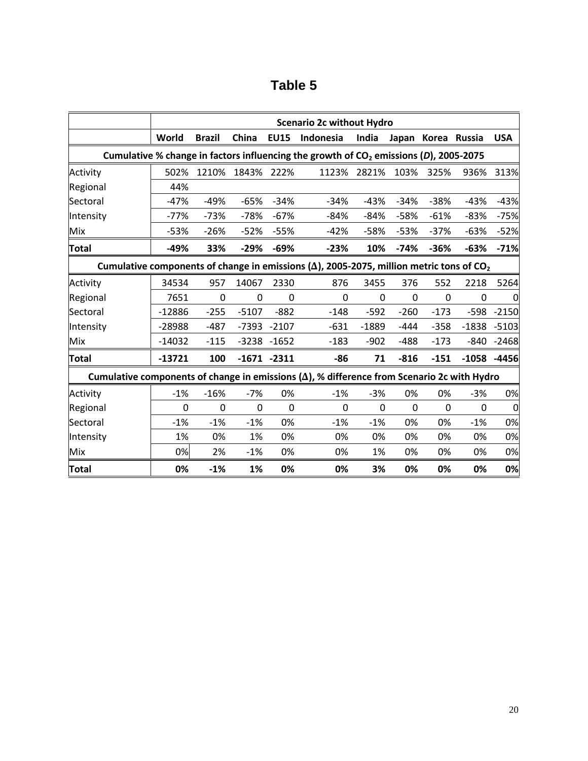# Table 5

| | Scenario 2c without Hydro | | | | | | | | | |
|---|---|---|---|---|---|---|---|---|---|---|
| | **World** | **Brazil** | **China** | **EU15** | **Indonesia** | **India** | **Japan** | **Korea** | **Russia** | **USA** |
| **Cumulative % change in factors influencing the growth of $CO_2$ emissions (*D*), 2005-2075** | | | | | | | | | | |
| Activity | 502% | 1210% | 1843% | 222% | 1123% | 2821% | 103% | 325% | 936% | 313% |
| Regional | 44% | | | | | | | | | |
| Sectoral | -47% | -49% | -65% | -34% | -34% | -43% | -34% | -38% | -43% | -43% |
| Intensity | -77% | -73% | -78% | -67% | -84% | -84% | -58% | -61% | -83% | -75% |
| Mix | -53% | -26% | -52% | -55% | -42% | -58% | -53% | -37% | -63% | -52% |
| **Total** | **-49%** | **33%** | **-29%** | **-69%** | **-23%** | **10%** | **-74%** | **-36%** | **-63%** | **-71%** |
| **Cumulative components of change in emissions (Δ), 2005-2075, million metric tons of $CO_2$** | | | | | | | | | | |
| Activity | 34534 | 957 | 14067 | 2330 | 876 | 3455 | 376 | 552 | 2218 | 5264 |
| Regional | 7651 | 0 | 0 | 0 | 0 | 0 | 0 | 0 | 0 | 0 |
| Sectoral | -12886 | -255 | -5107 | -882 | -148 | -592 | -260 | -173 | -598 | -2150 |
| Intensity | -28988 | -487 | -7393 | -2107 | -631 | -1889 | -444 | -358 | -1838 | -5103 |
| Mix | -14032 | -115 | -3238 | -1652 | -183 | -902 | -488 | -173 | -840 | -2468 |
| **Total** | **-13721** | **100** | **-1671** | **-2311** | **-86** | **71** | **-816** | **-151** | **-1058** | **-4456** |
| **Cumulative components of change in emissions (Δ), % difference from Scenario 2c with Hydro** | | | | | | | | | | |
| Activity | -1% | -16% | -7% | 0% | -1% | -3% | 0% | 0% | -3% | 0% |
| Regional | 0 | 0 | 0 | 0 | 0 | 0 | 0 | 0 | 0 | 0 |
| Sectoral | -1% | -1% | -1% | 0% | -1% | -1% | 0% | 0% | -1% | 0% |
| Intensity | 1% | 0% | 1% | 0% | 0% | 0% | 0% | 0% | 0% | 0% |
| Mix | 0% | 2% | -1% | 0% | 0% | 1% | 0% | 0% | 0% | 0% |
| **Total** | **0%** | **-1%** | **1%** | **0%** | **0%** | **3%** | **0%** | **0%** | **0%** | **0%** |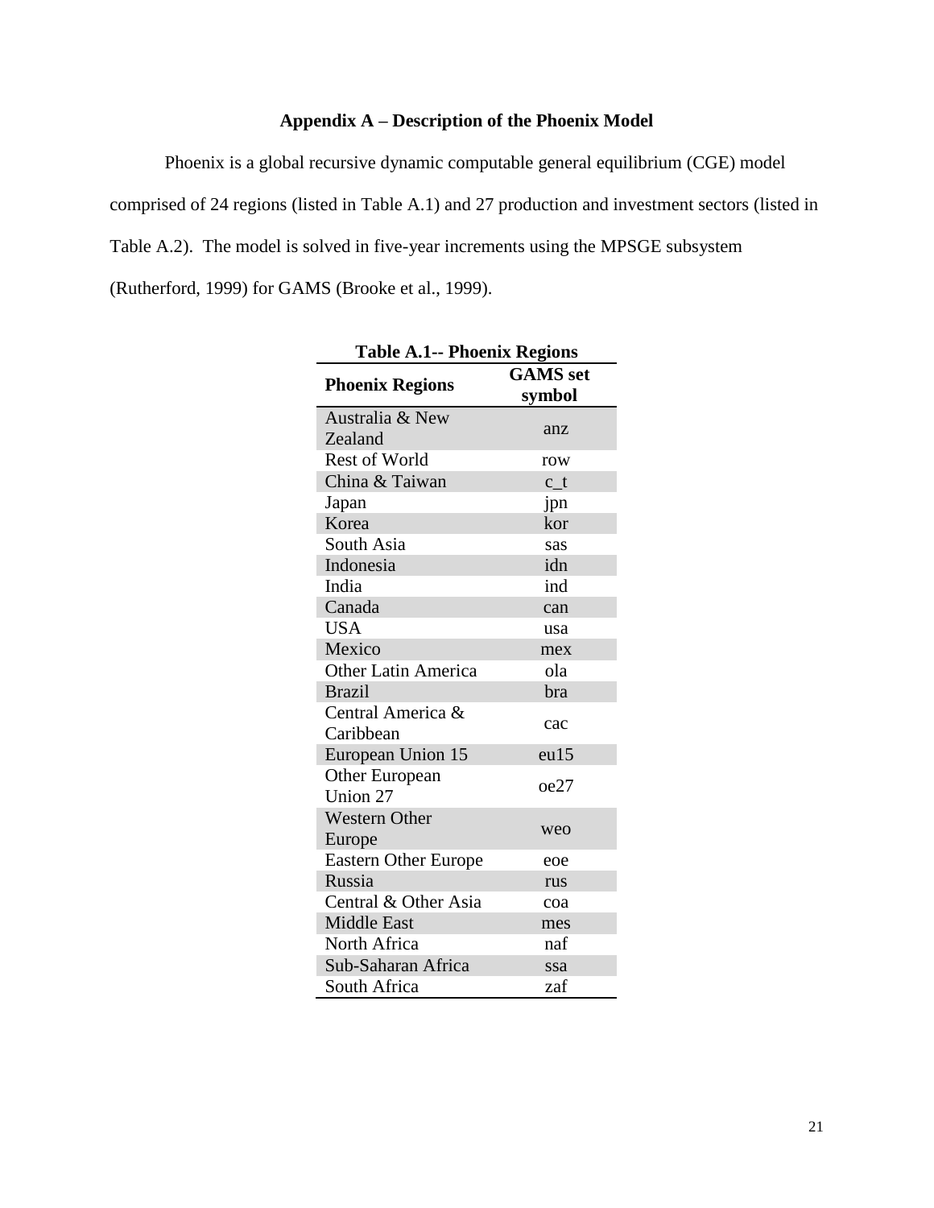## Appendix A – Description of the Phoenix Model

Phoenix is a global recursive dynamic computable general equilibrium (CGE) model comprised of 24 regions (listed in Table A.1) and 27 production and investment sectors (listed in Table A.2). The model is solved in five-year increments using the MPSGE subsystem (Rutherford, 1999) for GAMS (Brooke et al., 1999).

**Table A.1-- Phoenix Regions**

| Phoenix Regions | GAMS set symbol |
|---|---|
| Australia & New Zealand | anz |
| Rest of World | row |
| China & Taiwan | c_t |
| Japan | jpn |
| Korea | kor |
| South Asia | sas |
| Indonesia | idn |
| India | ind |
| Canada | can |
| USA | usa |
| Mexico | mex |
| Other Latin America | ola |
| Brazil | bra |
| Central America & Caribbean | cac |
| European Union 15 | eu15 |
| Other European Union 27 | oe27 |
| Western Other Europe | weo |
| Eastern Other Europe | eoe |
| Russia | rus |
| Central & Other Asia | coa |
| Middle East | mes |
| North Africa | naf |
| Sub-Saharan Africa | ssa |
| South Africa | zaf |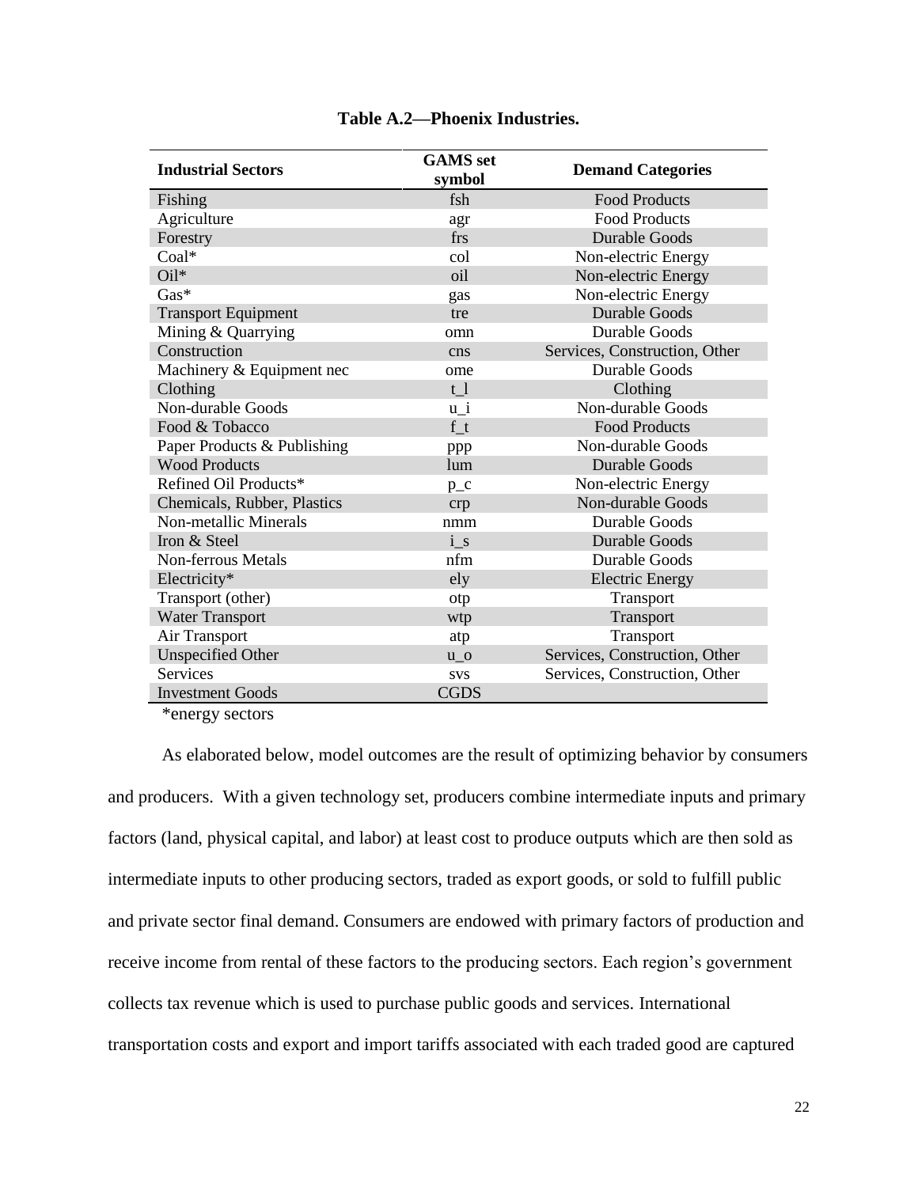**Table A.2—Phoenix Industries.**

| Industrial Sectors | GAMS set symbol | Demand Categories |
|---|---|---|
| Fishing | fsh | Food Products |
| Agriculture | agr | Food Products |
| Forestry | frs | Durable Goods |
| Coal* | col | Non-electric Energy |
| Oil* | oil | Non-electric Energy |
| Gas* | gas | Non-electric Energy |
| Transport Equipment | tre | Durable Goods |
| Mining & Quarrying | omn | Durable Goods |
| Construction | cns | Services, Construction, Other |
| Machinery & Equipment nec | ome | Durable Goods |
| Clothing | t_l | Clothing |
| Non-durable Goods | u_i | Non-durable Goods |
| Food & Tobacco | f_t | Food Products |
| Paper Products & Publishing | ppp | Non-durable Goods |
| Wood Products | lum | Durable Goods |
| Refined Oil Products* | p_c | Non-electric Energy |
| Chemicals, Rubber, Plastics | crp | Non-durable Goods |
| Non-metallic Minerals | nmm | Durable Goods |
| Iron & Steel | i_s | Durable Goods |
| Non-ferrous Metals | nfm | Durable Goods |
| Electricity* | ely | Electric Energy |
| Transport (other) | otp | Transport |
| Water Transport | wtp | Transport |
| Air Transport | atp | Transport |
| Unspecified Other | u_o | Services, Construction, Other |
| Services | svs | Services, Construction, Other |
| Investment Goods | CGDS | |

*energy sectors

As elaborated below, model outcomes are the result of optimizing behavior by consumers and producers. With a given technology set, producers combine intermediate inputs and primary factors (land, physical capital, and labor) at least cost to produce outputs which are then sold as intermediate inputs to other producing sectors, traded as export goods, or sold to fulfill public and private sector final demand. Consumers are endowed with primary factors of production and receive income from rental of these factors to the producing sectors. Each region's government collects tax revenue which is used to purchase public goods and services. International transportation costs and export and import tariffs associated with each traded good are captured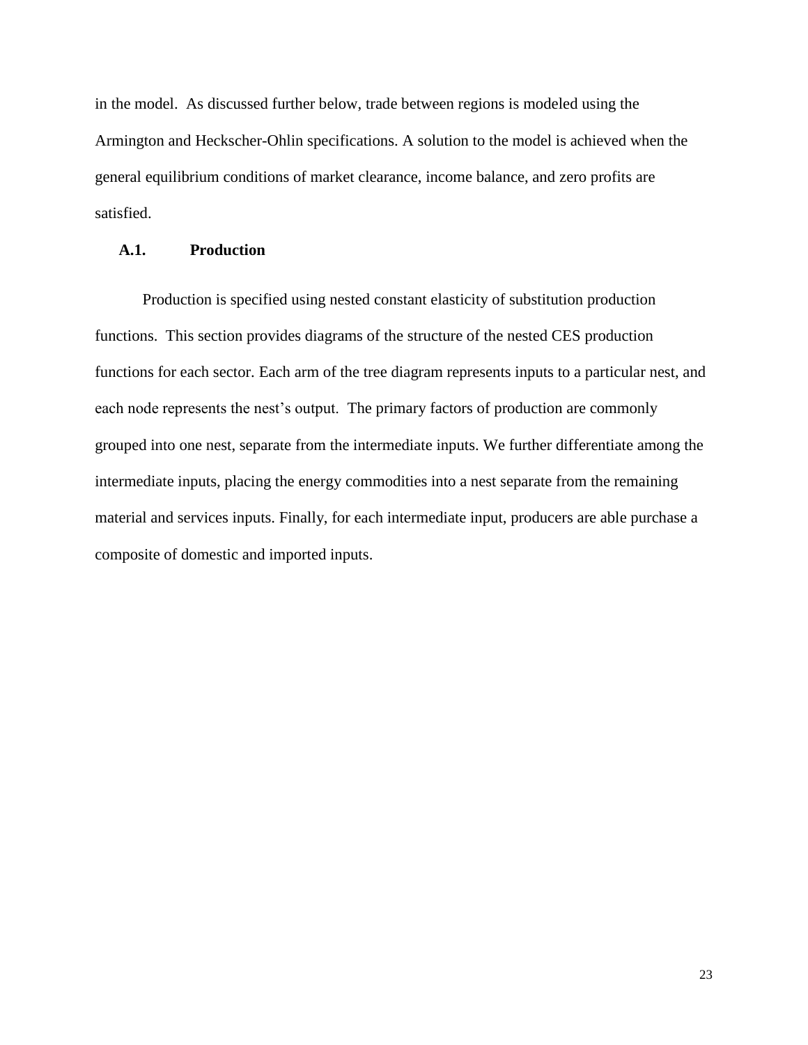in the model. As discussed further below, trade between regions is modeled using the Armington and Heckscher-Ohlin specifications. A solution to the model is achieved when the general equilibrium conditions of market clearance, income balance, and zero profits are satisfied.

### A.1. Production

Production is specified using nested constant elasticity of substitution production functions. This section provides diagrams of the structure of the nested CES production functions for each sector. Each arm of the tree diagram represents inputs to a particular nest, and each node represents the nest's output. The primary factors of production are commonly grouped into one nest, separate from the intermediate inputs. We further differentiate among the intermediate inputs, placing the energy commodities into a nest separate from the remaining material and services inputs. Finally, for each intermediate input, producers are able purchase a composite of domestic and imported inputs.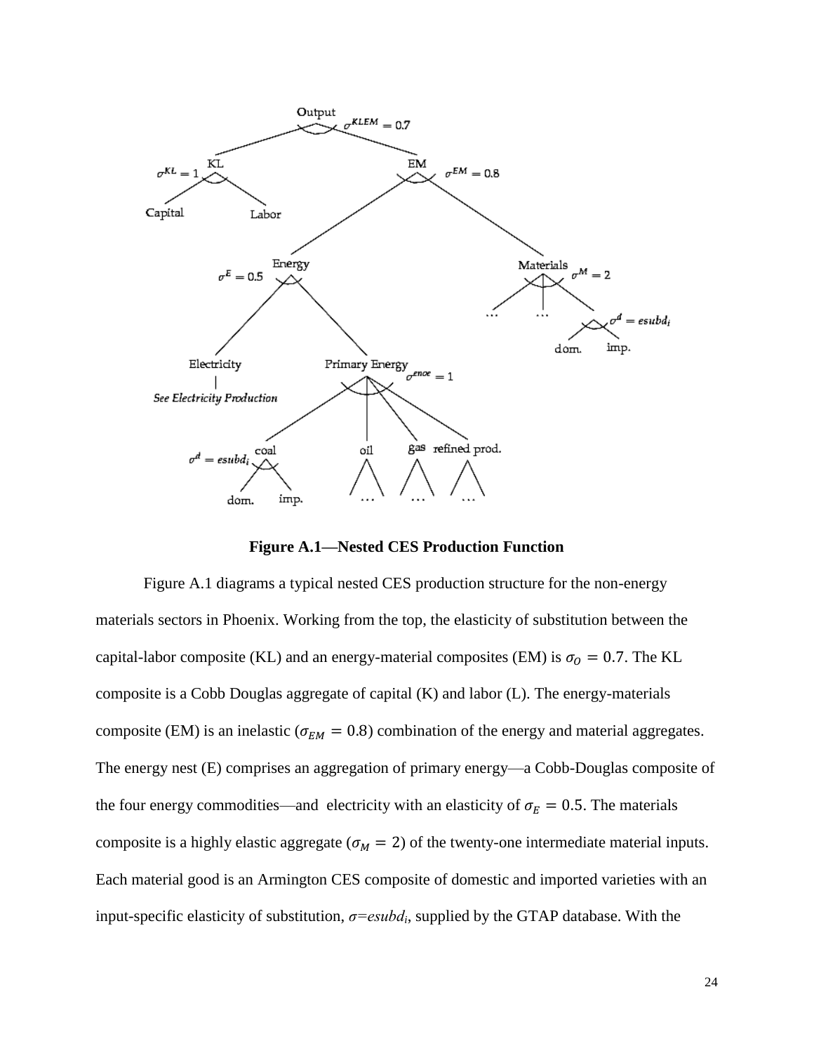**Figure A.1—Nested CES Production Function**

Figure A.1 diagrams a typical nested CES production structure for the non-energy materials sectors in Phoenix. Working from the top, the elasticity of substitution between the capital-labor composite (KL) and an energy-material composites (EM) is $\sigma_O = 0.7$. The KL composite is a Cobb Douglas aggregate of capital (K) and labor (L). The energy-materials composite (EM) is an inelastic ($\sigma_{EM} = 0.8$) combination of the energy and material aggregates. The energy nest (E) comprises an aggregation of primary energy—a Cobb-Douglas composite of the four energy commodities—and electricity with an elasticity of $\sigma_E = 0.5$. The materials composite is a highly elastic aggregate ($\sigma_M = 2$) of the twenty-one intermediate material inputs. Each material good is an Armington CES composite of domestic and imported varieties with an input-specific elasticity of substitution, $\sigma = esubd_i$, supplied by the GTAP database. With the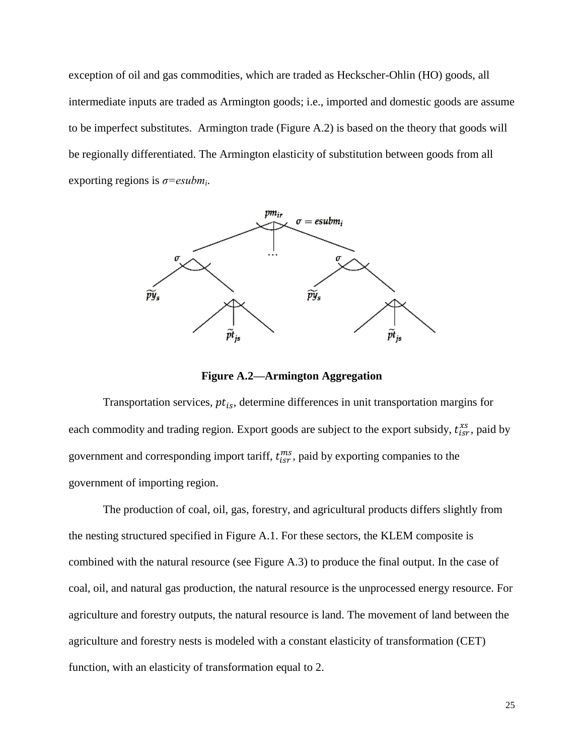exception of oil and gas commodities, which are traded as Heckscher-Ohlin (HO) goods, all intermediate inputs are traded as Armington goods; i.e., imported and domestic goods are assume to be imperfect substitutes. Armington trade (Figure A.2) is based on the theory that goods will be regionally differentiated. The Armington elasticity of substitution between goods from all exporting regions is $\sigma = esubm_i$.

**Figure A.2—Armington Aggregation**

Transportation services, $pt_{is}$, determine differences in unit transportation margins for each commodity and trading region. Export goods are subject to the export subsidy, $t_{isr}^{xs}$, paid by government and corresponding import tariff, $t_{isr}^{ms}$, paid by exporting companies to the government of importing region.

The production of coal, oil, gas, forestry, and agricultural products differs slightly from the nesting structured specified in Figure A.1. For these sectors, the KLEM composite is combined with the natural resource (see Figure A.3) to produce the final output. In the case of coal, oil, and natural gas production, the natural resource is the unprocessed energy resource. For agriculture and forestry outputs, the natural resource is land. The movement of land between the agriculture and forestry nests is modeled with a constant elasticity of transformation (CET) function, with an elasticity of transformation equal to 2.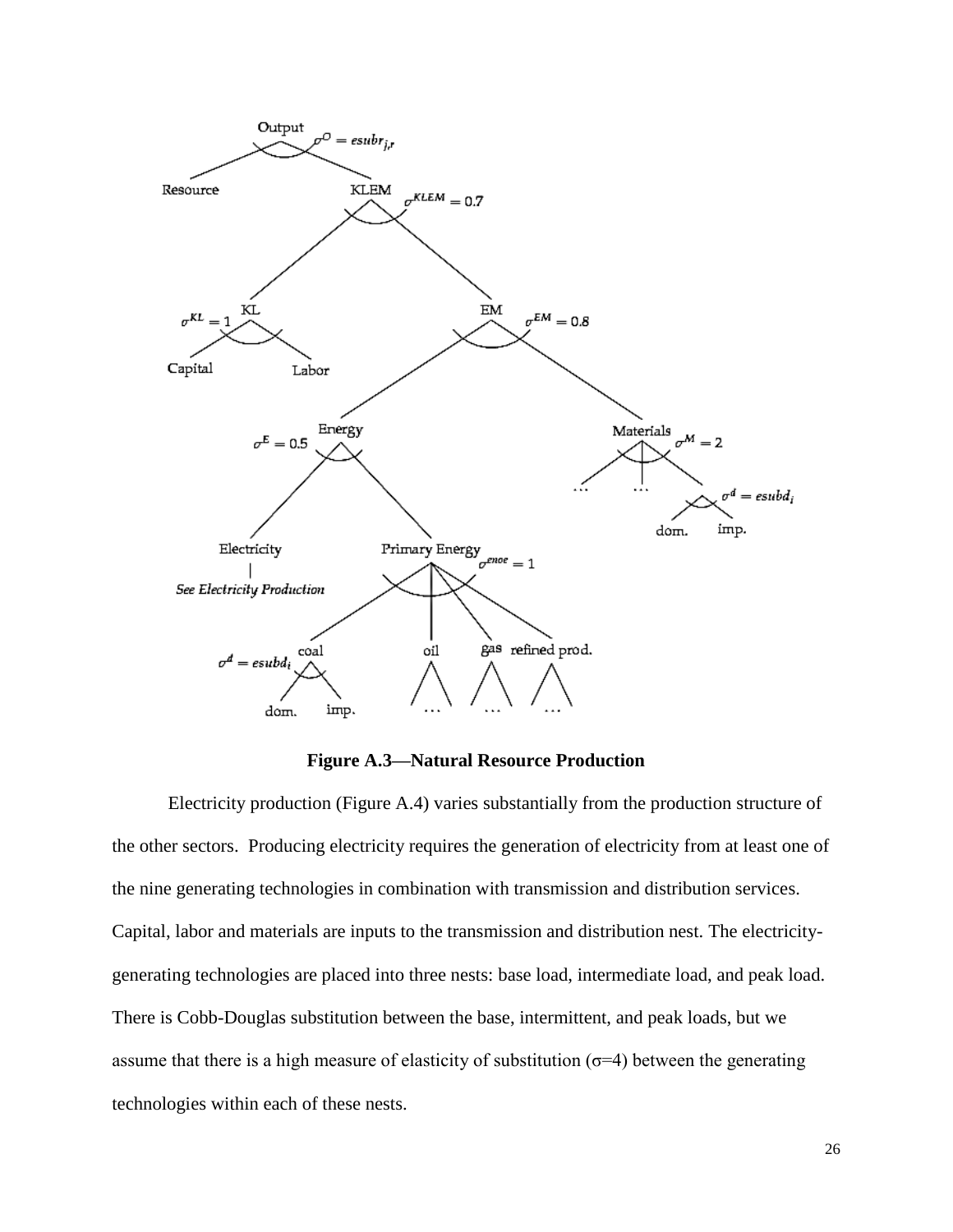**Figure A.3—Natural Resource Production**

Electricity production (Figure A.4) varies substantially from the production structure of the other sectors. Producing electricity requires the generation of electricity from at least one of the nine generating technologies in combination with transmission and distribution services. Capital, labor and materials are inputs to the transmission and distribution nest. The electricity-generating technologies are placed into three nests: base load, intermediate load, and peak load. There is Cobb-Douglas substitution between the base, intermittent, and peak loads, but we assume that there is a high measure of elasticity of substitution ($\sigma$=4) between the generating technologies within each of these nests.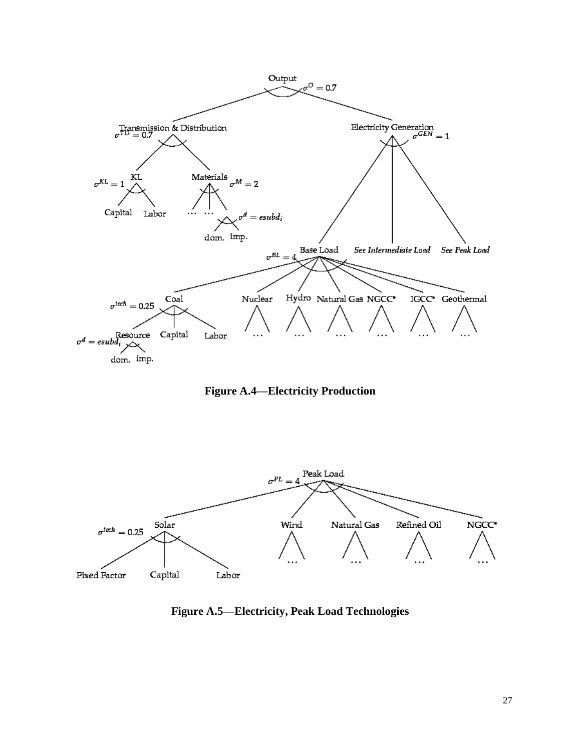Output
$\sigma^{O} = 0.7$

Transmission & Distribution
$\sigma^{TD} = 0.7$

Electricity Generation
$\sigma^{GEN} = 1$

$\sigma^{KL} = 1$ KL

Materials $\sigma^{M} = 2$

Capital Labor

… … $\sigma^{d} = esubd_i$

dom. imp.

$\sigma^{BL} = 4$ Base Load *See Intermediate Load* *See Peak Load*

$\sigma^{tech} = 0.25$ Coal Nuclear Hydro Natural Gas NGCC* IGCC* Geothermal

$\sigma^{d} = esubd_i$ Resource Capital Labor … … … … … …

dom. imp.

**Figure A.4—Electricity Production**

$\sigma^{PL} = 4$ Peak Load

$\sigma^{tech} = 0.25$ Solar Wind Natural Gas Refined Oil NGCC*

Fixed Factor Capital Labor … … … …

**Figure A.5—Electricity, Peak Load Technologies**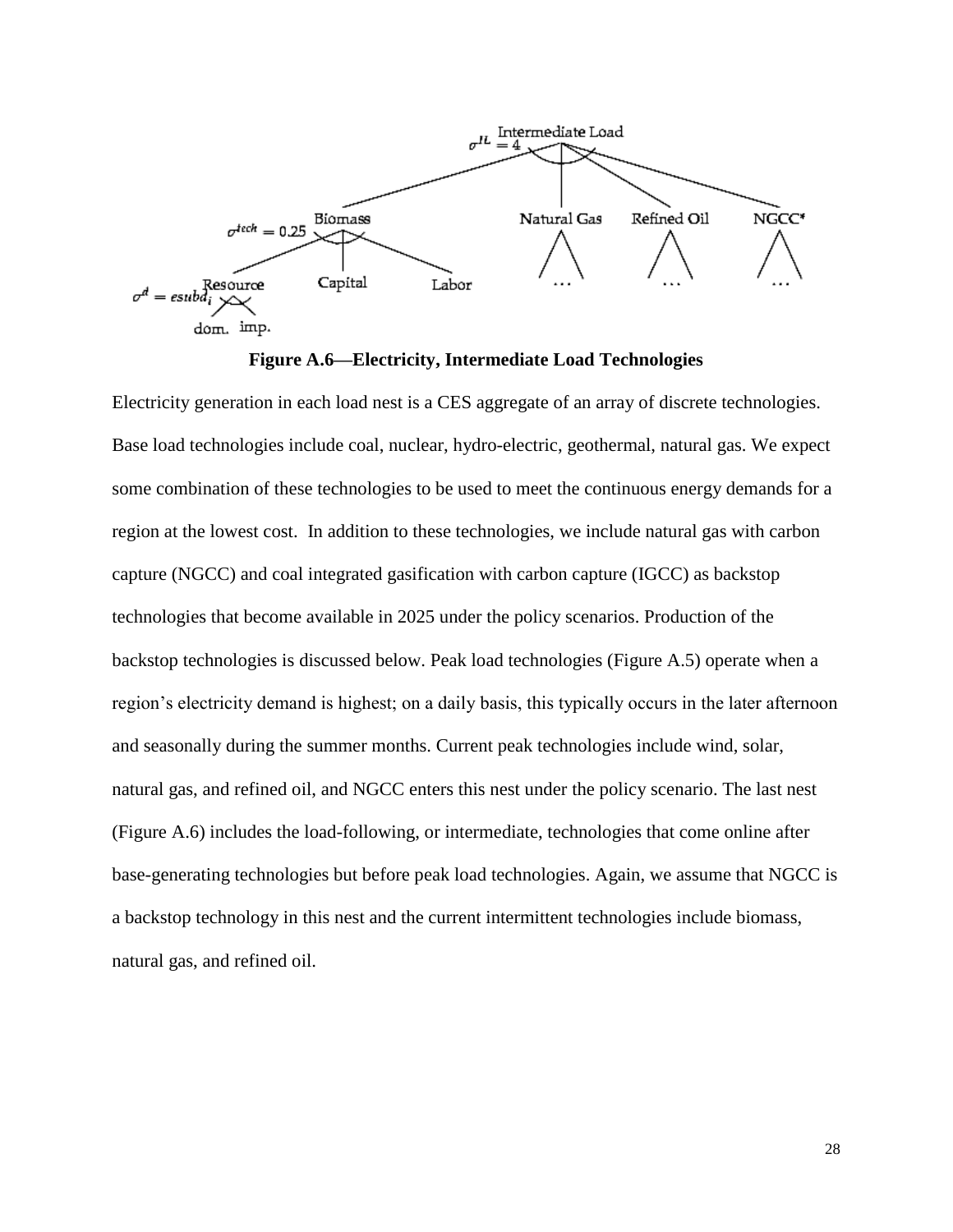**Figure A.6—Electricity, Intermediate Load Technologies**

Electricity generation in each load nest is a CES aggregate of an array of discrete technologies. Base load technologies include coal, nuclear, hydro-electric, geothermal, natural gas. We expect some combination of these technologies to be used to meet the continuous energy demands for a region at the lowest cost. In addition to these technologies, we include natural gas with carbon capture (NGCC) and coal integrated gasification with carbon capture (IGCC) as backstop technologies that become available in 2025 under the policy scenarios. Production of the backstop technologies is discussed below. Peak load technologies (Figure A.5) operate when a region's electricity demand is highest; on a daily basis, this typically occurs in the later afternoon and seasonally during the summer months. Current peak technologies include wind, solar, natural gas, and refined oil, and NGCC enters this nest under the policy scenario. The last nest (Figure A.6) includes the load-following, or intermediate, technologies that come online after base-generating technologies but before peak load technologies. Again, we assume that NGCC is a backstop technology in this nest and the current intermittent technologies include biomass, natural gas, and refined oil.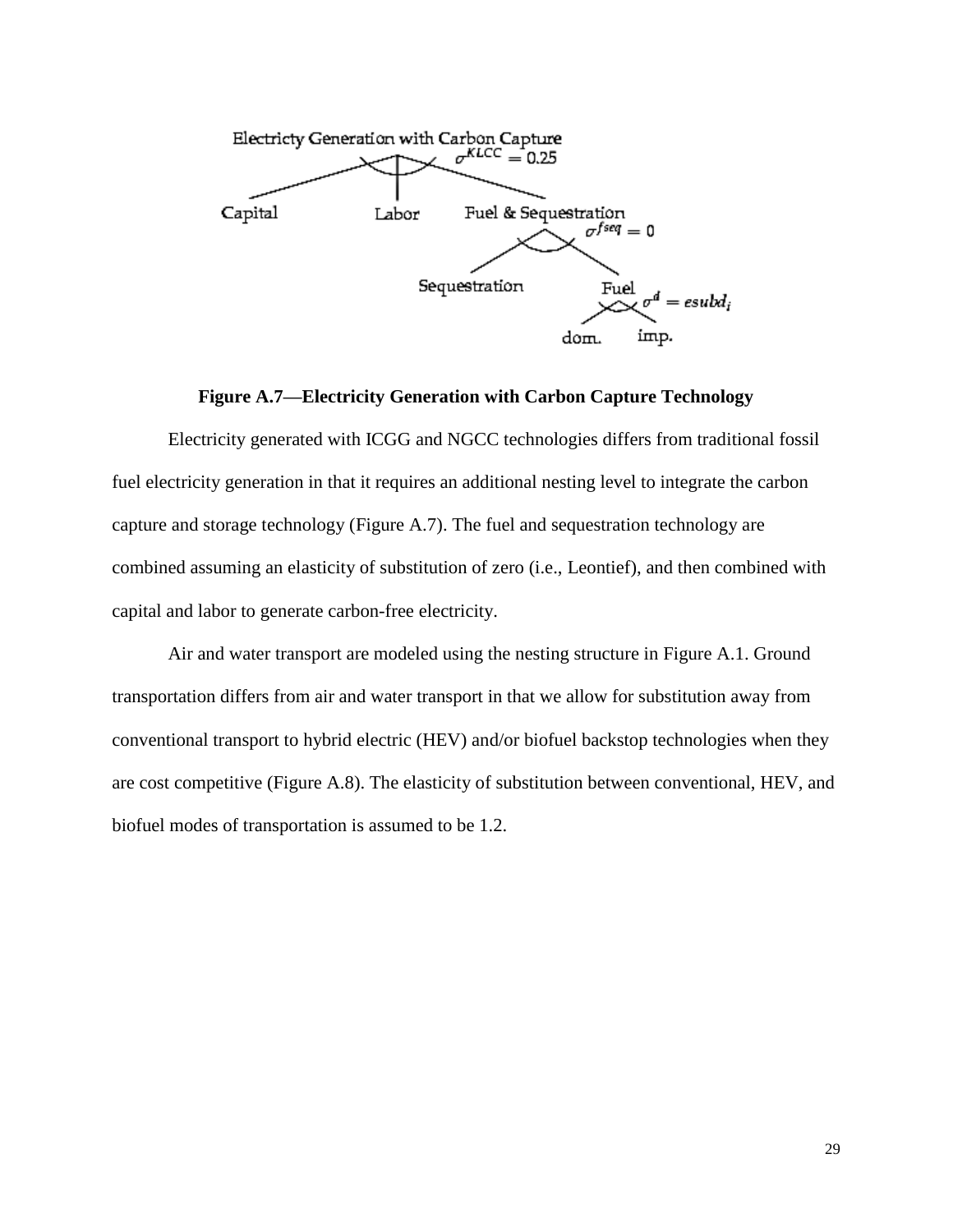Electricty Generation with Carbon Capture

$\sigma^{KLCC} = 0.25$

Capital | Labor | Fuel & Sequestration

$\sigma^{fseq} = 0$

Sequestration | Fuel

$\sigma^{d} = esubd_i$

dom. | imp.

**Figure A.7—Electricity Generation with Carbon Capture Technology**

Electricity generated with ICGG and NGCC technologies differs from traditional fossil fuel electricity generation in that it requires an additional nesting level to integrate the carbon capture and storage technology (Figure A.7). The fuel and sequestration technology are combined assuming an elasticity of substitution of zero (i.e., Leontief), and then combined with capital and labor to generate carbon-free electricity.

Air and water transport are modeled using the nesting structure in Figure A.1. Ground transportation differs from air and water transport in that we allow for substitution away from conventional transport to hybrid electric (HEV) and/or biofuel backstop technologies when they are cost competitive (Figure A.8). The elasticity of substitution between conventional, HEV, and biofuel modes of transportation is assumed to be 1.2.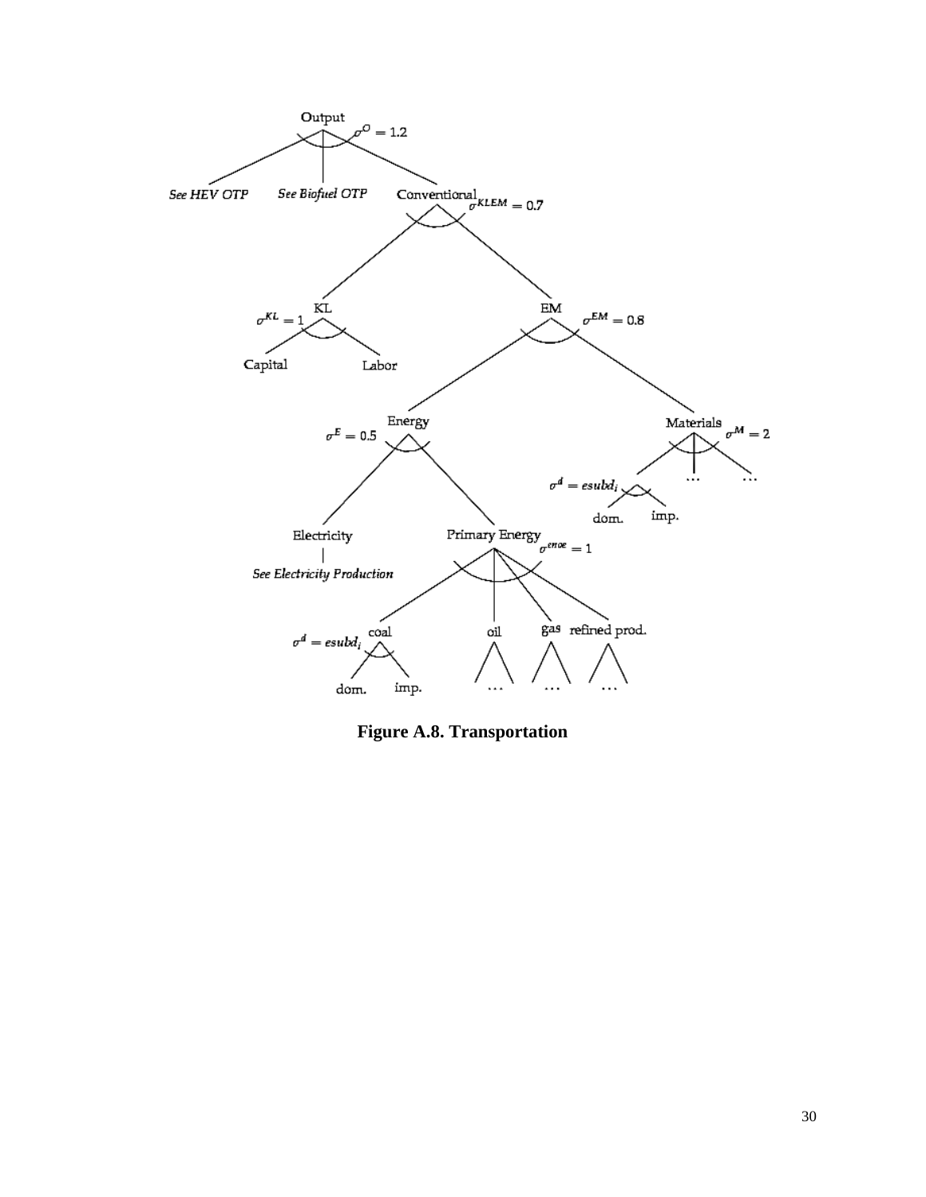**Figure A.8. Transportation**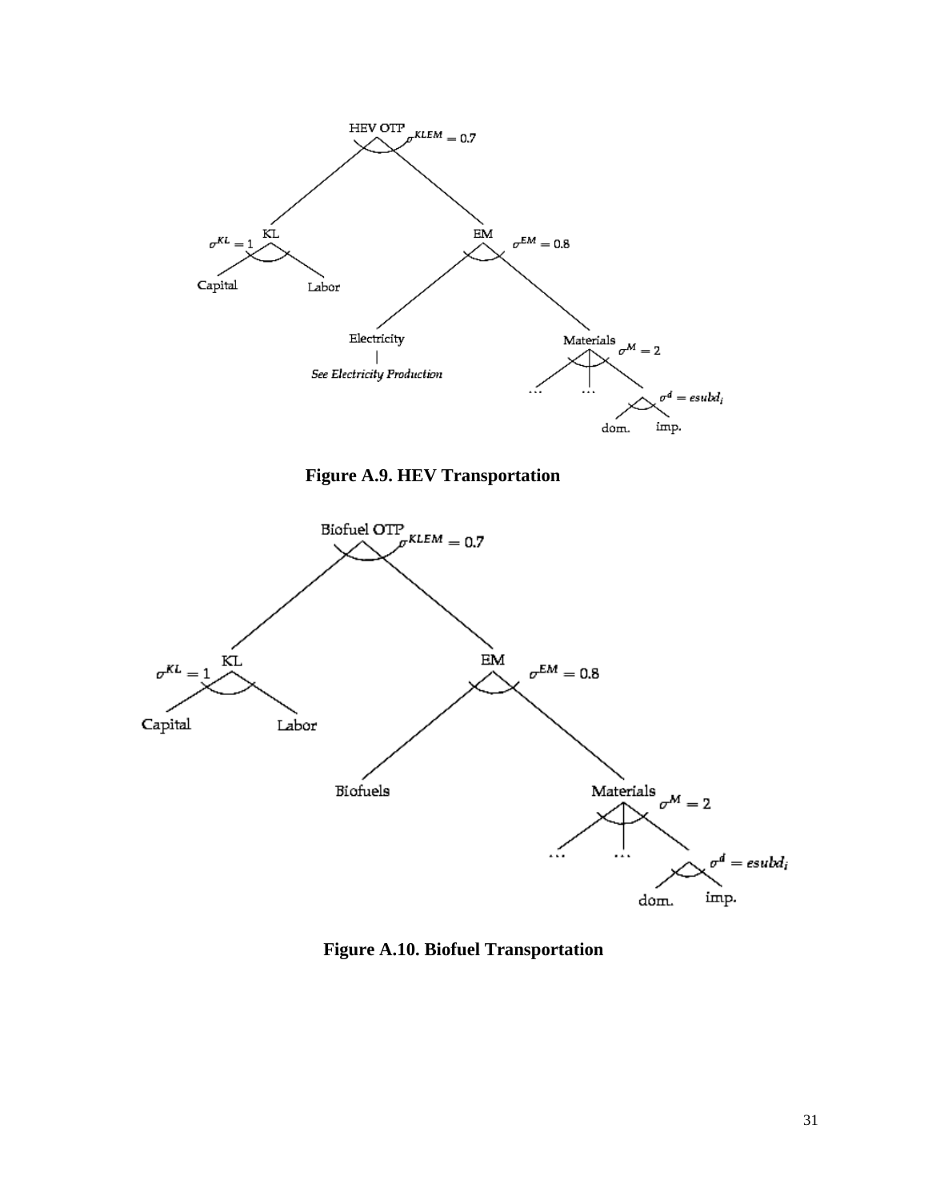Figure A.9. HEV Transportation

Figure A.10. Biofuel Transportation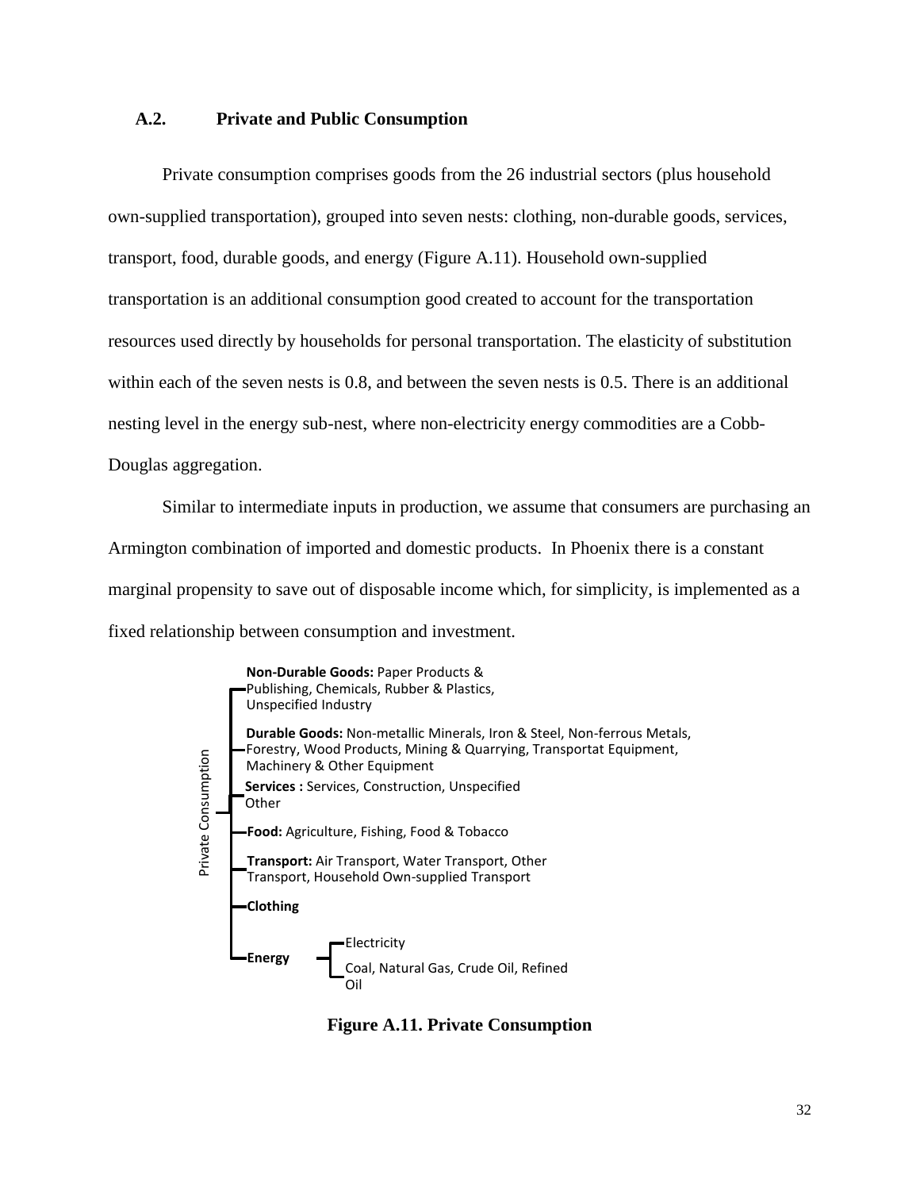## A.2. Private and Public Consumption

Private consumption comprises goods from the 26 industrial sectors (plus household own-supplied transportation), grouped into seven nests: clothing, non-durable goods, services, transport, food, durable goods, and energy (Figure A.11). Household own-supplied transportation is an additional consumption good created to account for the transportation resources used directly by households for personal transportation. The elasticity of substitution within each of the seven nests is 0.8, and between the seven nests is 0.5. There is an additional nesting level in the energy sub-nest, where non-electricity energy commodities are a Cobb-Douglas aggregation.

Similar to intermediate inputs in production, we assume that consumers are purchasing an Armington combination of imported and domestic products. In Phoenix there is a constant marginal propensity to save out of disposable income which, for simplicity, is implemented as a fixed relationship between consumption and investment.

Private Consumption

- **Non-Durable Goods:** Paper Products & Publishing, Chemicals, Rubber & Plastics, Unspecified Industry
- **Durable Goods:** Non-metallic Minerals, Iron & Steel, Non-ferrous Metals, Forestry, Wood Products, Mining & Quarrying, Transportat Equipment, Machinery & Other Equipment
- **Services :** Services, Construction, Unspecified Other
- **Food:** Agriculture, Fishing, Food & Tobacco
- **Transport:** Air Transport, Water Transport, Other Transport, Household Own-supplied Transport
- **Clothing**
- **Energy**
  - Electricity
  - Coal, Natural Gas, Crude Oil, Refined Oil

**Figure A.11. Private Consumption**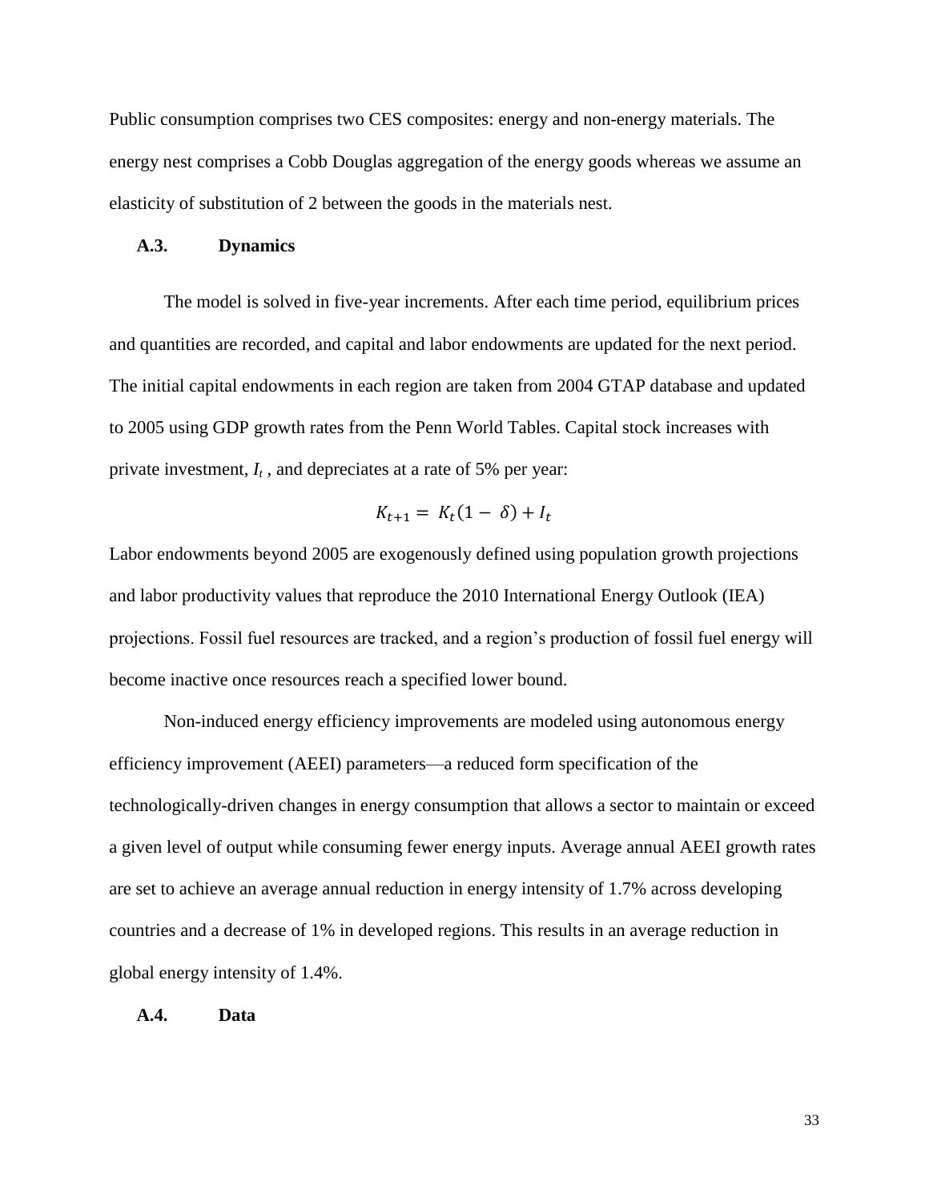Public consumption comprises two CES composites: energy and non-energy materials. The energy nest comprises a Cobb Douglas aggregation of the energy goods whereas we assume an elasticity of substitution of 2 between the goods in the materials nest.

### A.3. Dynamics

The model is solved in five-year increments. After each time period, equilibrium prices and quantities are recorded, and capital and labor endowments are updated for the next period. The initial capital endowments in each region are taken from 2004 GTAP database and updated to 2005 using GDP growth rates from the Penn World Tables. Capital stock increases with private investment, $I_t$ , and depreciates at a rate of 5% per year:

$$K_{t+1} = K_t(1 - \delta) + I_t$$

Labor endowments beyond 2005 are exogenously defined using population growth projections and labor productivity values that reproduce the 2010 International Energy Outlook (IEA) projections. Fossil fuel resources are tracked, and a region's production of fossil fuel energy will become inactive once resources reach a specified lower bound.

Non-induced energy efficiency improvements are modeled using autonomous energy efficiency improvement (AEEI) parameters—a reduced form specification of the technologically-driven changes in energy consumption that allows a sector to maintain or exceed a given level of output while consuming fewer energy inputs. Average annual AEEI growth rates are set to achieve an average annual reduction in energy intensity of 1.7% across developing countries and a decrease of 1% in developed regions. This results in an average reduction in global energy intensity of 1.4%.

### A.4. Data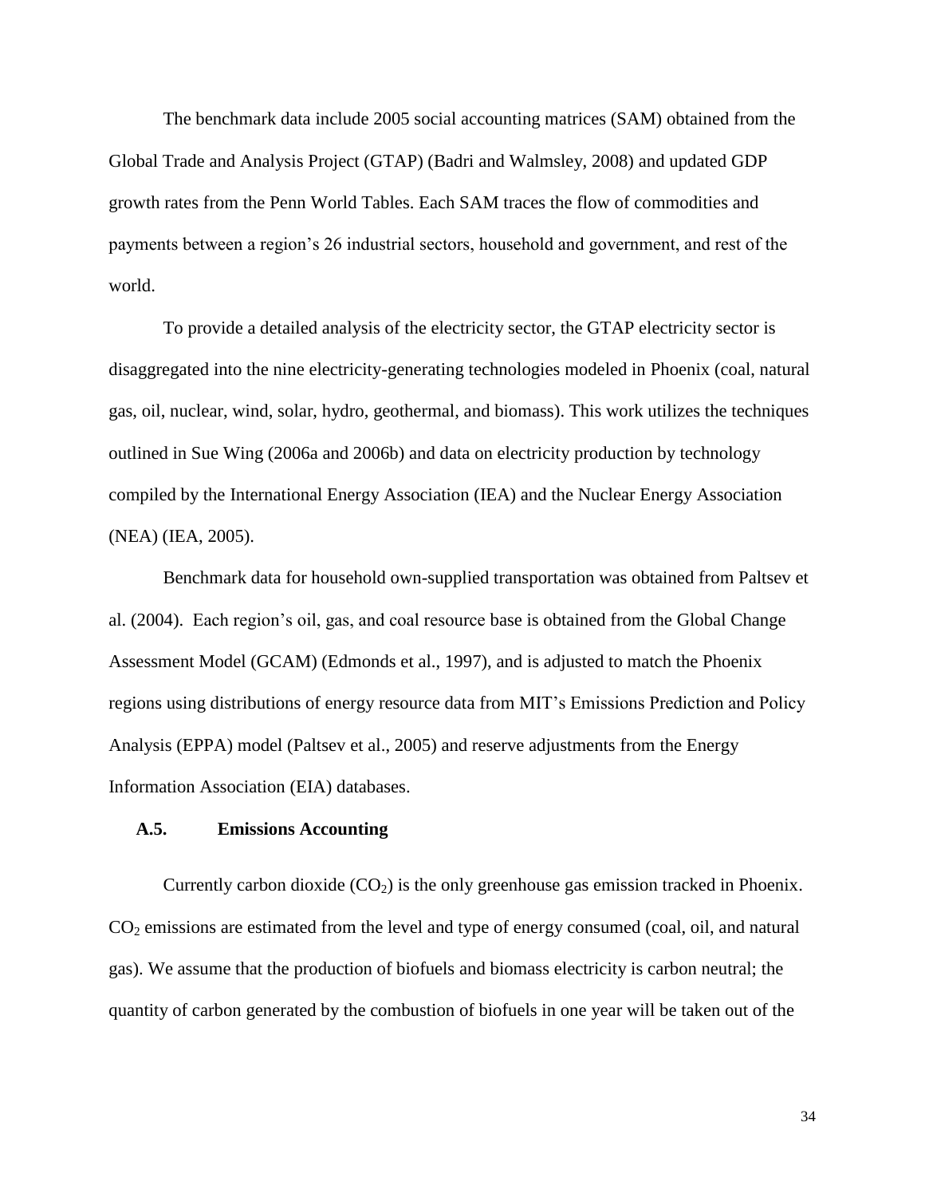The benchmark data include 2005 social accounting matrices (SAM) obtained from the Global Trade and Analysis Project (GTAP) (Badri and Walmsley, 2008) and updated GDP growth rates from the Penn World Tables. Each SAM traces the flow of commodities and payments between a region's 26 industrial sectors, household and government, and rest of the world.

To provide a detailed analysis of the electricity sector, the GTAP electricity sector is disaggregated into the nine electricity-generating technologies modeled in Phoenix (coal, natural gas, oil, nuclear, wind, solar, hydro, geothermal, and biomass). This work utilizes the techniques outlined in Sue Wing (2006a and 2006b) and data on electricity production by technology compiled by the International Energy Association (IEA) and the Nuclear Energy Association (NEA) (IEA, 2005).

Benchmark data for household own-supplied transportation was obtained from Paltsev et al. (2004). Each region's oil, gas, and coal resource base is obtained from the Global Change Assessment Model (GCAM) (Edmonds et al., 1997), and is adjusted to match the Phoenix regions using distributions of energy resource data from MIT's Emissions Prediction and Policy Analysis (EPPA) model (Paltsev et al., 2005) and reserve adjustments from the Energy Information Association (EIA) databases.

### A.5. Emissions Accounting

Currently carbon dioxide ($CO_2$) is the only greenhouse gas emission tracked in Phoenix. $CO_2$ emissions are estimated from the level and type of energy consumed (coal, oil, and natural gas). We assume that the production of biofuels and biomass electricity is carbon neutral; the quantity of carbon generated by the combustion of biofuels in one year will be taken out of the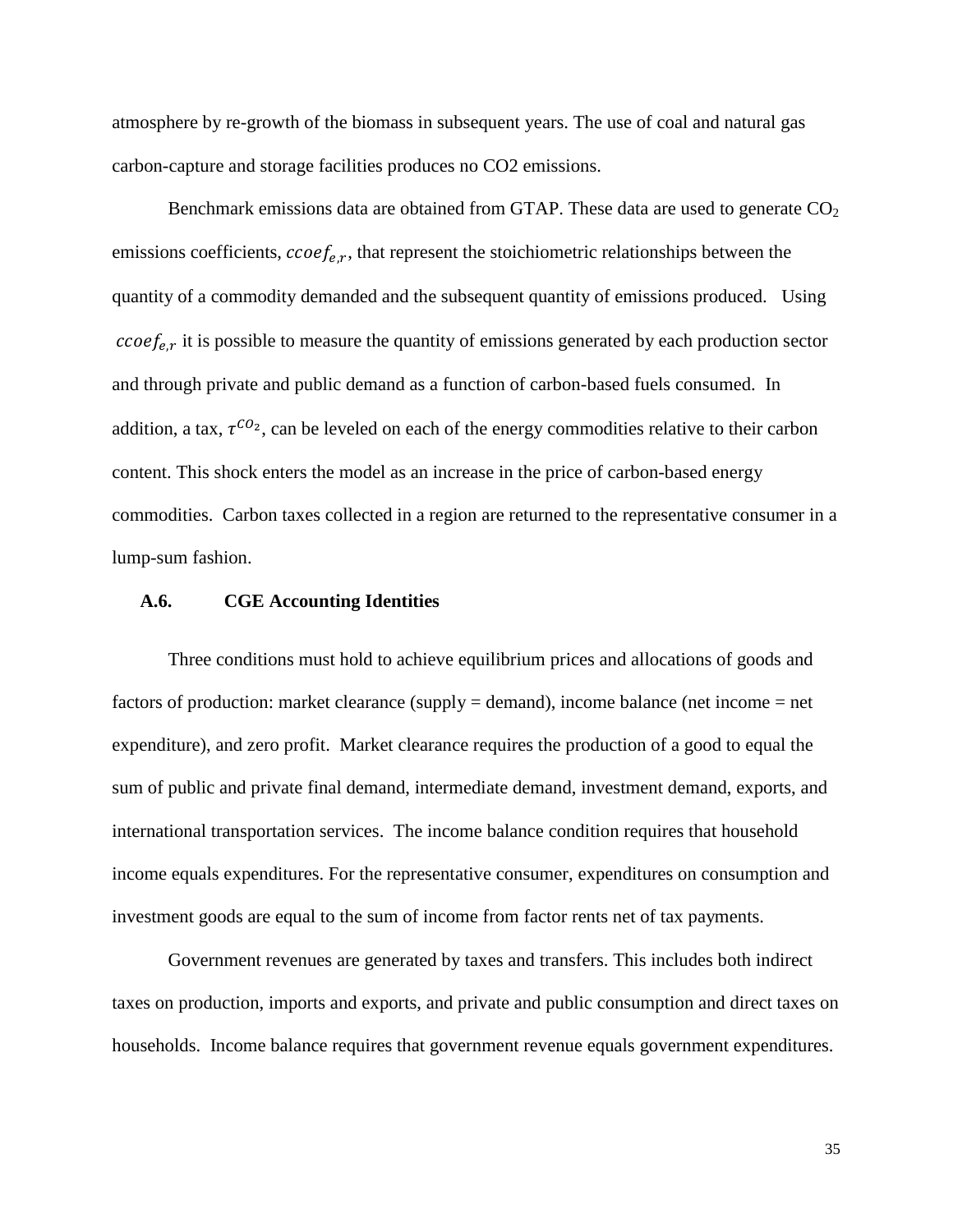atmosphere by re-growth of the biomass in subsequent years. The use of coal and natural gas carbon-capture and storage facilities produces no CO2 emissions.

Benchmark emissions data are obtained from GTAP. These data are used to generate $CO_2$ emissions coefficients, $ccoef_{e,r}$, that represent the stoichiometric relationships between the quantity of a commodity demanded and the subsequent quantity of emissions produced. Using $ccoef_{e,r}$ it is possible to measure the quantity of emissions generated by each production sector and through private and public demand as a function of carbon-based fuels consumed. In addition, a tax, $\tau^{CO_2}$, can be leveled on each of the energy commodities relative to their carbon content. This shock enters the model as an increase in the price of carbon-based energy commodities. Carbon taxes collected in a region are returned to the representative consumer in a lump-sum fashion.

### A.6. CGE Accounting Identities

Three conditions must hold to achieve equilibrium prices and allocations of goods and factors of production: market clearance (supply = demand), income balance (net income = net expenditure), and zero profit. Market clearance requires the production of a good to equal the sum of public and private final demand, intermediate demand, investment demand, exports, and international transportation services. The income balance condition requires that household income equals expenditures. For the representative consumer, expenditures on consumption and investment goods are equal to the sum of income from factor rents net of tax payments.

Government revenues are generated by taxes and transfers. This includes both indirect taxes on production, imports and exports, and private and public consumption and direct taxes on households. Income balance requires that government revenue equals government expenditures.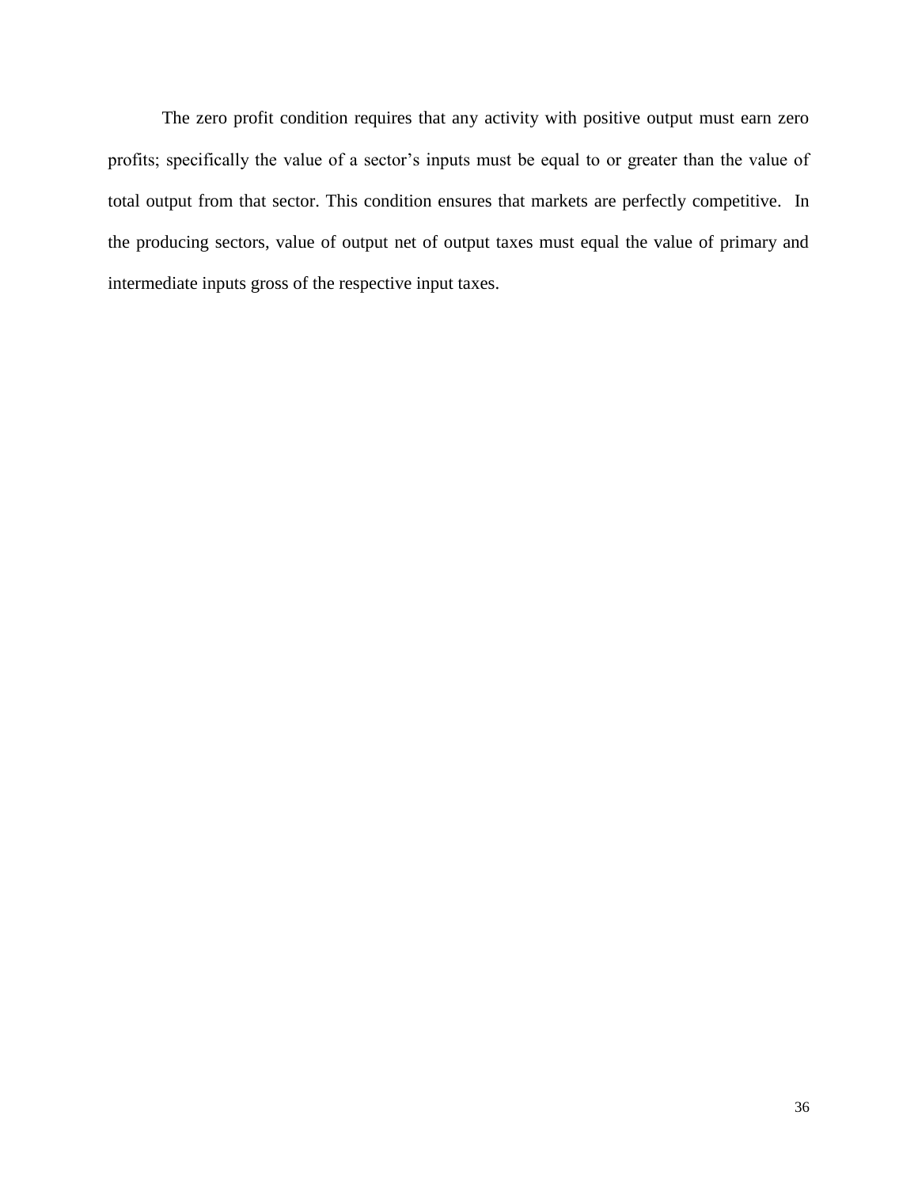The zero profit condition requires that any activity with positive output must earn zero profits; specifically the value of a sector's inputs must be equal to or greater than the value of total output from that sector. This condition ensures that markets are perfectly competitive. In the producing sectors, value of output net of output taxes must equal the value of primary and intermediate inputs gross of the respective input taxes.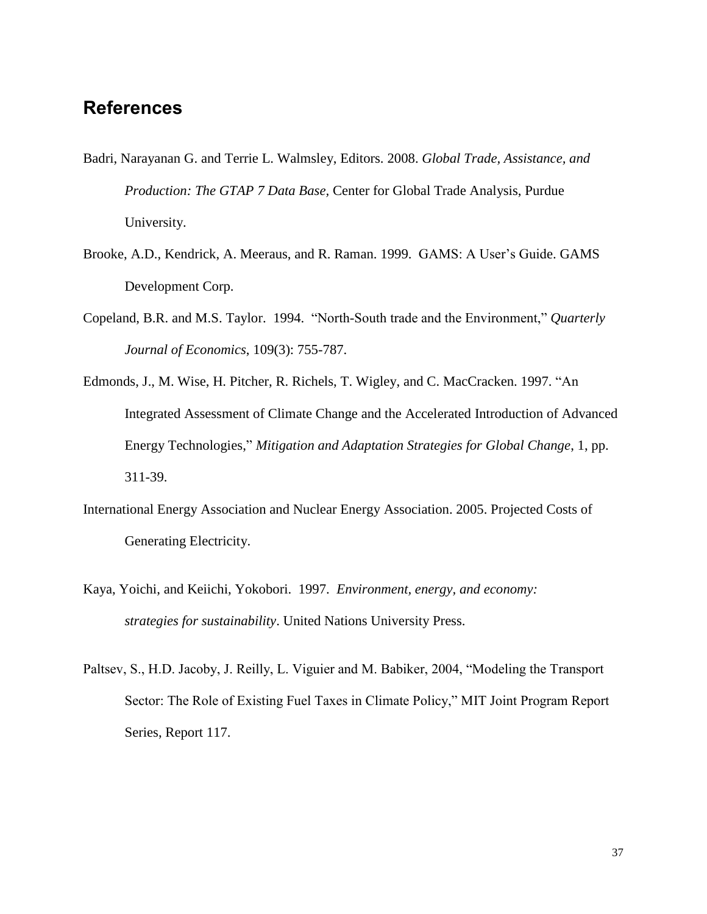## References

Badri, Narayanan G. and Terrie L. Walmsley, Editors. 2008. *Global Trade, Assistance, and Production: The GTAP 7 Data Base*, Center for Global Trade Analysis, Purdue University.

Brooke, A.D., Kendrick, A. Meeraus, and R. Raman. 1999. GAMS: A User's Guide. GAMS Development Corp.

Copeland, B.R. and M.S. Taylor. 1994. "North-South trade and the Environment," *Quarterly Journal of Economics*, 109(3): 755-787.

Edmonds, J., M. Wise, H. Pitcher, R. Richels, T. Wigley, and C. MacCracken. 1997. "An Integrated Assessment of Climate Change and the Accelerated Introduction of Advanced Energy Technologies," *Mitigation and Adaptation Strategies for Global Change*, 1, pp. 311-39.

International Energy Association and Nuclear Energy Association. 2005. Projected Costs of Generating Electricity.

Kaya, Yoichi, and Keiichi, Yokobori. 1997. *Environment, energy, and economy: strategies for sustainability*. United Nations University Press.

Paltsev, S., H.D. Jacoby, J. Reilly, L. Viguier and M. Babiker, 2004, "Modeling the Transport Sector: The Role of Existing Fuel Taxes in Climate Policy," MIT Joint Program Report Series, Report 117.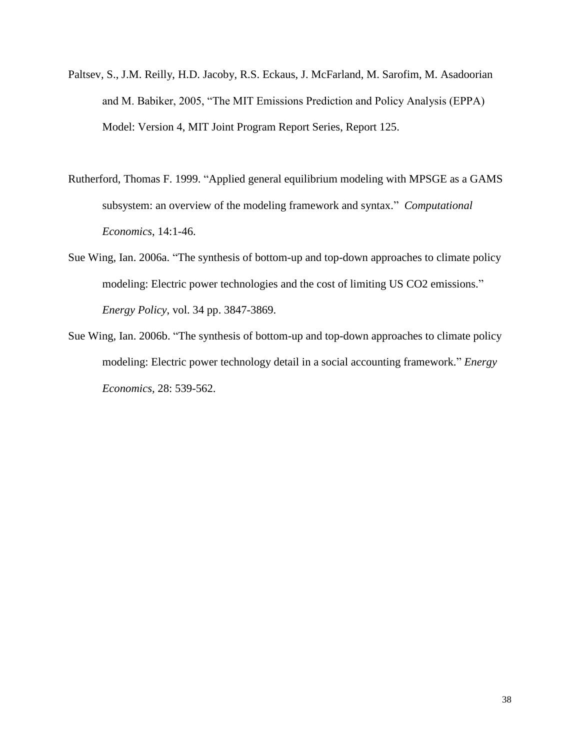Paltsev, S., J.M. Reilly, H.D. Jacoby, R.S. Eckaus, J. McFarland, M. Sarofim, M. Asadoorian and M. Babiker, 2005, "The MIT Emissions Prediction and Policy Analysis (EPPA) Model: Version 4, MIT Joint Program Report Series, Report 125.

Rutherford, Thomas F. 1999. "Applied general equilibrium modeling with MPSGE as a GAMS subsystem: an overview of the modeling framework and syntax." *Computational Economics*, 14:1-46.

Sue Wing, Ian. 2006a. "The synthesis of bottom-up and top-down approaches to climate policy modeling: Electric power technologies and the cost of limiting US CO2 emissions." *Energy Policy*, vol. 34 pp. 3847-3869.

Sue Wing, Ian. 2006b. "The synthesis of bottom-up and top-down approaches to climate policy modeling: Electric power technology detail in a social accounting framework." *Energy Economics*, 28: 539-562.